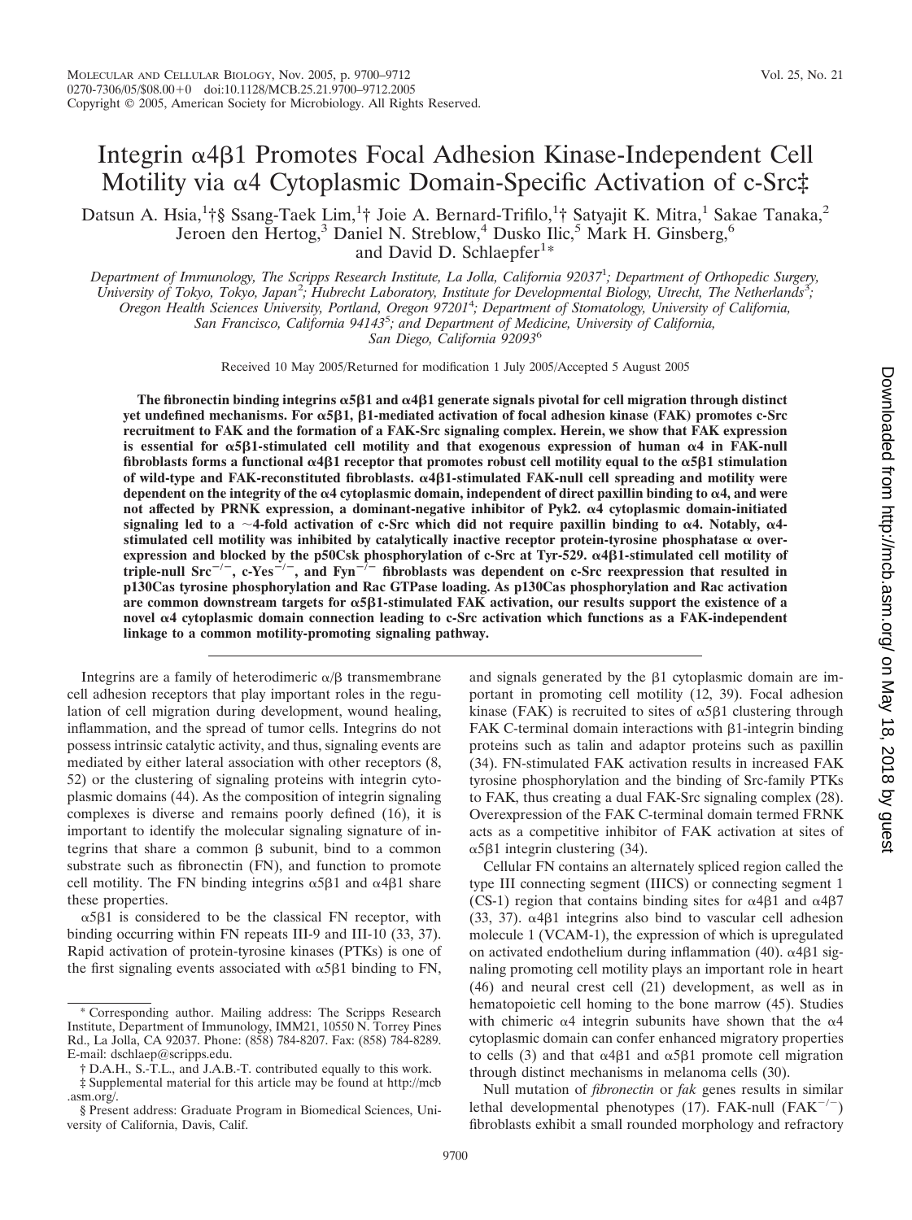# Integrin α4β1 Promotes Focal Adhesion Kinase-Independent Cell Motility via α4 Cytoplasmic Domain-Specific Activation of c-Src‡

Datsun A. Hsia,[1]†§ Ssang-Taek Lim,[1]† Joie A. Bernard-Trifilo,[1]† Satyajit K. Mitra,[1] Sakae Tanaka,[2] Jeroen den Hertog,[3] Daniel N. Streblow,[4] Dusko Ilic,[5] Mark H. Ginsberg,[6] and David D. Schlaepfer[1]*

*Department of Immunology, The Scripps Research Institute, La Jolla, California 92037[1]; Department of Orthopedic Surgery, University of Tokyo, Tokyo, Japan[2]; Hubrecht Laboratory, Institute for Developmental Biology, Utrecht, The Netherlands[3]; Oregon Health Sciences University, Portland, Oregon 97201[4]; Department of Stomatology, University of California, San Francisco, California 94143[5]; and Department of Medicine, University of California, San Diego, California 92093[6]*

Received 10 May 2005/Returned for modification 1 July 2005/Accepted 5 August 2005

**The fibronectin binding integrins α5β1 and α4β1 generate signals pivotal for cell migration through distinct yet undefined mechanisms. For α5β1, β1-mediated activation of focal adhesion kinase (FAK) promotes c-Src recruitment to FAK and the formation of a FAK-Src signaling complex. Herein, we show that FAK expression is essential for α5β1-stimulated cell motility and that exogenous expression of human α4 in FAK-null fibroblasts forms a functional α4β1 receptor that promotes robust cell motility equal to the α5β1 stimulation of wild-type and FAK-reconstituted fibroblasts. α4β1-stimulated FAK-null cell spreading and motility were dependent on the integrity of the α4 cytoplasmic domain, independent of direct paxillin binding to α4, and were not affected by PRNK expression, a dominant-negative inhibitor of Pyk2. α4 cytoplasmic domain-initiated signaling led to a ~4-fold activation of c-Src which did not require paxillin binding to α4. Notably, α4-stimulated cell motility was inhibited by catalytically inactive receptor protein-tyrosine phosphatase α overexpression and blocked by the p50Csk phosphorylation of c-Src at Tyr-529. α4β1-stimulated cell motility of triple-null Src$^{-/-}$, c-Yes$^{-/-}$, and Fyn$^{-/-}$ fibroblasts was dependent on c-Src reexpression that resulted in p130Cas tyrosine phosphorylation and Rac GTPase loading. As p130Cas phosphorylation and Rac activation are common downstream targets for α5β1-stimulated FAK activation, our results support the existence of a novel α4 cytoplasmic domain connection leading to c-Src activation which functions as a FAK-independent linkage to a common motility-promoting signaling pathway.**

Integrins are a family of heterodimeric α/β transmembrane cell adhesion receptors that play important roles in the regulation of cell migration during development, wound healing, inflammation, and the spread of tumor cells. Integrins do not possess intrinsic catalytic activity, and thus, signaling events are mediated by either lateral association with other receptors (8, 52) or the clustering of signaling proteins with integrin cytoplasmic domains (44). As the composition of integrin signaling complexes is diverse and remains poorly defined (16), it is important to identify the molecular signaling signature of integrins that share a common β subunit, bind to a common substrate such as fibronectin (FN), and function to promote cell motility. The FN binding integrins α5β1 and α4β1 share these properties.

α5β1 is considered to be the classical FN receptor, with binding occurring within FN repeats III-9 and III-10 (33, 37). Rapid activation of protein-tyrosine kinases (PTKs) is one of the first signaling events associated with α5β1 binding to FN, and signals generated by the β1 cytoplasmic domain are important in promoting cell motility (12, 39). Focal adhesion kinase (FAK) is recruited to sites of α5β1 clustering through FAK C-terminal domain interactions with β1-integrin binding proteins such as talin and adaptor proteins such as paxillin (34). FN-stimulated FAK activation results in increased FAK tyrosine phosphorylation and the binding of Src-family PTKs to FAK, thus creating a dual FAK-Src signaling complex (28). Overexpression of the FAK C-terminal domain termed FRNK acts as a competitive inhibitor of FAK activation at sites of α5β1 integrin clustering (34).

Cellular FN contains an alternately spliced region called the type III connecting segment (IIICS) or connecting segment 1 (CS-1) region that contains binding sites for α4β1 and α4β7 (33, 37). α4β1 integrins also bind to vascular cell adhesion molecule 1 (VCAM-1), the expression of which is upregulated on activated endothelium during inflammation (40). α4β1 signaling promoting cell motility plays an important role in heart (46) and neural crest cell (21) development, as well as in hematopoietic cell homing to the bone marrow (45). Studies with chimeric α4 integrin subunits have shown that the α4 cytoplasmic domain can confer enhanced migratory properties to cells (3) and that α4β1 and α5β1 promote cell migration through distinct mechanisms in melanoma cells (30).

Null mutation of *fibronectin* or *fak* genes results in similar lethal developmental phenotypes (17). FAK-null (FAK$^{-/-}$) fibroblasts exhibit a small rounded morphology and refractory

\* Corresponding author. Mailing address: The Scripps Research Institute, Department of Immunology, IMM21, 10550 N. Torrey Pines Rd., La Jolla, CA 92037. Phone: (858) 784-8207. Fax: (858) 784-8289. E-mail: dschlaep@scripps.edu.

† D.A.H., S.-T.L., and J.A.B.-T. contributed equally to this work.

‡ Supplemental material for this article may be found at http://mcb.asm.org/.

§ Present address: Graduate Program in Biomedical Sciences, University of California, Davis, Calif.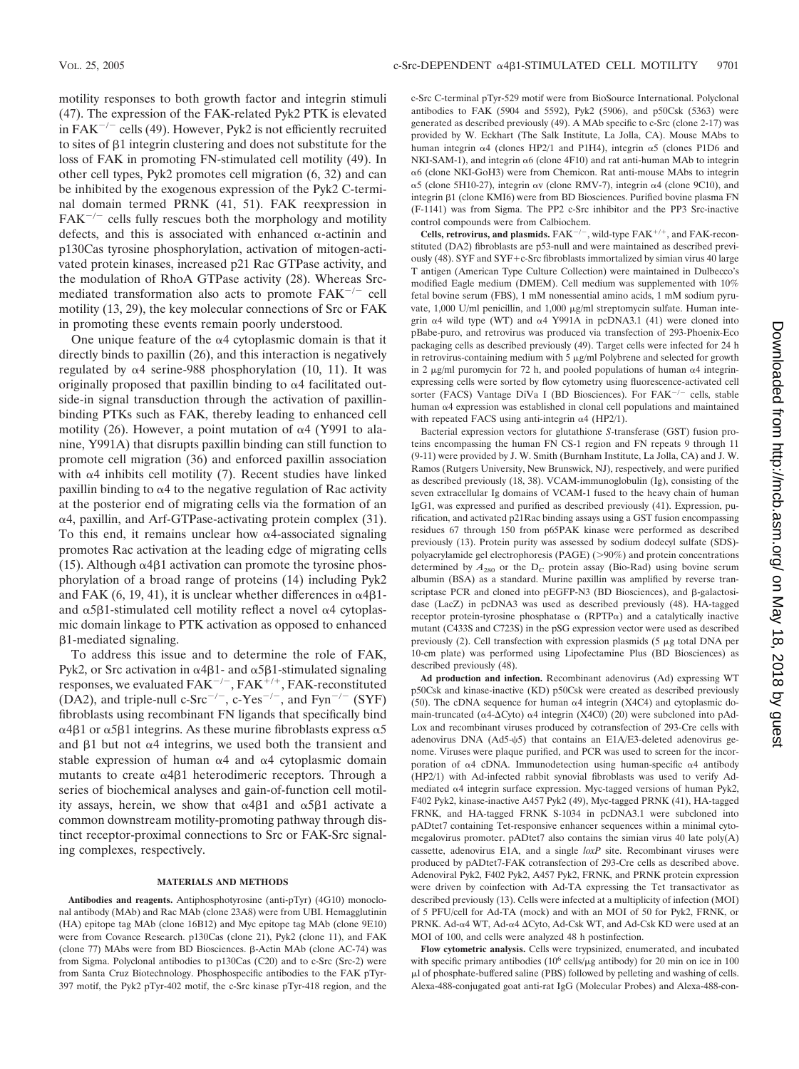motility responses to both growth factor and integrin stimuli (47). The expression of the FAK-related Pyk2 PTK is elevated in FAK$^{-/-}$ cells (49). However, Pyk2 is not efficiently recruited to sites of β1 integrin clustering and does not substitute for the loss of FAK in promoting FN-stimulated cell motility (49). In other cell types, Pyk2 promotes cell migration (6, 32) and can be inhibited by the exogenous expression of the Pyk2 C-terminal domain termed PRNK (41, 51). FAK reexpression in FAK$^{-/-}$ cells fully rescues both the morphology and motility defects, and this is associated with enhanced α-actinin and p130Cas tyrosine phosphorylation, activation of mitogen-activated protein kinases, increased p21 Rac GTPase activity, and the modulation of RhoA GTPase activity (28). Whereas Src-mediated transformation also acts to promote FAK$^{-/-}$ cell motility (13, 29), the key molecular connections of Src or FAK in promoting these events remain poorly understood.

One unique feature of the α4 cytoplasmic domain is that it directly binds to paxillin (26), and this interaction is negatively regulated by α4 serine-988 phosphorylation (10, 11). It was originally proposed that paxillin binding to α4 facilitated outside-in signal transduction through the activation of paxillin-binding PTKs such as FAK, thereby leading to enhanced cell motility (26). However, a point mutation of α4 (Y991 to alanine, Y991A) that disrupts paxillin binding can still function to promote cell migration (36) and enforced paxillin association with α4 inhibits cell motility (7). Recent studies have linked paxillin binding to α4 to the negative regulation of Rac activity at the posterior end of migrating cells via the formation of an α4, paxillin, and Arf-GTPase-activating protein complex (31). To this end, it remains unclear how α4-associated signaling promotes Rac activation at the leading edge of migrating cells (15). Although α4β1 activation can promote the tyrosine phosphorylation of a broad range of proteins (14) including Pyk2 and FAK (6, 19, 41), it is unclear whether differences in α4β1- and α5β1-stimulated cell motility reflect a novel α4 cytoplasmic domain linkage to PTK activation as opposed to enhanced β1-mediated signaling.

To address this issue and to determine the role of FAK, Pyk2, or Src activation in α4β1- and α5β1-stimulated signaling responses, we evaluated FAK$^{-/-}$, FAK$^{+/+}$, FAK-reconstituted (DA2), and triple-null c-Src$^{-/-}$, c-Yes$^{-/-}$, and Fyn$^{-/-}$ (SYF) fibroblasts using recombinant FN ligands that specifically bind α4β1 or α5β1 integrins. As these murine fibroblasts express α5 and β1 but not α4 integrins, we used both the transient and stable expression of human α4 and α4 cytoplasmic domain mutants to create α4β1 heterodimeric receptors. Through a series of biochemical analyses and gain-of-function cell motility assays, herein, we show that α4β1 and α5β1 activate a common downstream motility-promoting pathway through distinct receptor-proximal connections to Src or FAK-Src signaling complexes, respectively.

## MATERIALS AND METHODS

**Antibodies and reagents.** Antiphosphotyrosine (anti-pTyr) (4G10) monoclonal antibody (MAb) and Rac MAb (clone 23A8) were from UBI. Hemagglutinin (HA) epitope tag MAb (clone 16B12) and Myc epitope tag MAb (clone 9E10) were from Covance Research. p130Cas (clone 21), Pyk2 (clone 11), and FAK (clone 77) MAbs were from BD Biosciences. β-Actin MAb (clone AC-74) was from Sigma. Polyclonal antibodies to p130Cas (C20) and to c-Src (Src-2) were from Santa Cruz Biotechnology. Phosphospecific antibodies to the FAK pTyr-397 motif, the Pyk2 pTyr-402 motif, the c-Src kinase pTyr-418 region, and the c-Src C-terminal pTyr-529 motif were from BioSource International. Polyclonal antibodies to FAK (5904 and 5592), Pyk2 (5906), and p50Csk (5363) were generated as described previously (49). A MAb specific to c-Src (clone 2-17) was provided by W. Eckhart (The Salk Institute, La Jolla, CA). Mouse MAbs to human integrin α4 (clones HP2/1 and P1H4), integrin α5 (clones P1D6 and NKI-SAM-1), and integrin α6 (clone 4F10) and rat anti-human MAb to integrin α6 (clone NKI-GoH3) were from Chemicon. Rat anti-mouse MAbs to integrin α5 (clone 5H10-27), integrin αv (clone RMV-7), integrin α4 (clone 9C10), and integrin β1 (clone KMI6) were from BD Biosciences. Purified bovine plasma FN (F-1141) was from Sigma. The PP2 c-Src inhibitor and the PP3 Src-inactive control compounds were from Calbiochem.

**Cells, retrovirus, and plasmids.** FAK$^{-/-}$, wild-type FAK$^{+/+}$, and FAK-reconstituted (DA2) fibroblasts are p53-null and were maintained as described previously (48). SYF and SYF+c-Src fibroblasts immortalized by simian virus 40 large T antigen (American Type Culture Collection) were maintained in Dulbecco's modified Eagle medium (DMEM). Cell medium was supplemented with 10% fetal bovine serum (FBS), 1 mM nonessential amino acids, 1 mM sodium pyruvate, 1,000 U/ml penicillin, and 1,000 μg/ml streptomycin sulfate. Human integrin α4 wild type (WT) and α4 Y991A in pcDNA3.1 (41) were cloned into pBabe-puro, and retrovirus was produced via transfection of 293-Phoenix-Eco packaging cells as described previously (49). Target cells were infected for 24 h in retrovirus-containing medium with 5 μg/ml Polybrene and selected for growth in 2 μg/ml puromycin for 72 h, and pooled populations of human α4 integrin-expressing cells were sorted by flow cytometry using fluorescence-activated cell sorter (FACS) Vantage DiVa I (BD Biosciences). For FAK$^{-/-}$ cells, stable human α4 expression was established in clonal cell populations and maintained with repeated FACS using anti-integrin α4 (HP2/1).

Bacterial expression vectors for glutathione *S*-transferase (GST) fusion proteins encompassing the human FN CS-1 region and FN repeats 9 through 11 (9-11) were provided by J. W. Smith (Burnham Institute, La Jolla, CA) and J. W. Ramos (Rutgers University, New Brunswick, NJ), respectively, and were purified as described previously (18, 38). VCAM-immunoglobulin (Ig), consisting of the seven extracellular Ig domains of VCAM-1 fused to the heavy chain of human IgG1, was expressed and purified as described previously (41). Expression, purification, and activated p21Rac binding assays using a GST fusion encompassing residues 67 through 150 from p65PAK kinase were performed as described previously (13). Protein purity was assessed by sodium dodecyl sulfate (SDS)-polyacrylamide gel electrophoresis (PAGE) (>90%) and protein concentrations determined by $A_{280}$ or the $D_C$ protein assay (Bio-Rad) using bovine serum albumin (BSA) as a standard. Murine paxillin was amplified by reverse transcriptase PCR and cloned into pEGFP-N3 (BD Biosciences), and β-galactosidase (LacZ) in pcDNA3 was used as described previously (48). HA-tagged receptor protein-tyrosine phosphatase α (RPTPα) and a catalytically inactive mutant (C433S and C723S) in the pSG expression vector were used as described previously (2). Cell transfection with expression plasmids (5 μg total DNA per 10-cm plate) was performed using Lipofectamine Plus (BD Biosciences) as described previously (48).

**Ad production and infection.** Recombinant adenovirus (Ad) expressing WT p50Csk and kinase-inactive (KD) p50Csk were created as described previously (50). The cDNA sequence for human α4 integrin (X4C4) and cytoplasmic domain-truncated (α4-ΔCyto) α4 integrin (X4C0) (20) were subcloned into pAdLox and recombinant viruses produced by cotransfection of 293-Cre cells with adenovirus DNA (Ad5-ψ5) that contains an E1A/E3-deleted adenovirus genome. Viruses were plaque purified, and PCR was used to screen for the incorporation of α4 cDNA. Immunodetection using human-specific α4 antibody (HP2/1) with Ad-infected rabbit synovial fibroblasts was used to verify Ad-mediated α4 integrin surface expression. Myc-tagged versions of human Pyk2, F402 Pyk2, kinase-inactive A457 Pyk2 (49), Myc-tagged PRNK (41), HA-tagged FRNK, and HA-tagged FRNK S-1034 in pcDNA3.1 were subcloned into pADtet7 containing Tet-responsive enhancer sequences within a minimal cytomegalovirus promoter. pADtet7 also contains the simian virus 40 late poly(A) cassette, adenovirus E1A, and a single *loxP* site. Recombinant viruses were produced by pADtet7-FAK cotransfection of 293-Cre cells as described above. Adenoviral Pyk2, F402 Pyk2, A457 Pyk2, FRNK, and PRNK protein expression were driven by coinfection with Ad-TA expressing the Tet transactivator as described previously (13). Cells were infected at a multiplicity of infection (MOI) of 5 PFU/cell for Ad-TA (mock) and with an MOI of 50 for Pyk2, FRNK, or PRNK. Ad-α4 WT, Ad-α4 ΔCyto, Ad-Csk WT, and Ad-Csk KD were used at an MOI of 100, and cells were analyzed 48 h postinfection.

**Flow cytometric analysis.** Cells were trypsinized, enumerated, and incubated with specific primary antibodies ($10^6$ cells/μg antibody) for 20 min on ice in 100 μl of phosphate-buffered saline (PBS) followed by pelleting and washing of cells. Alexa-488-conjugated goat anti-rat IgG (Molecular Probes) and Alexa-488-con-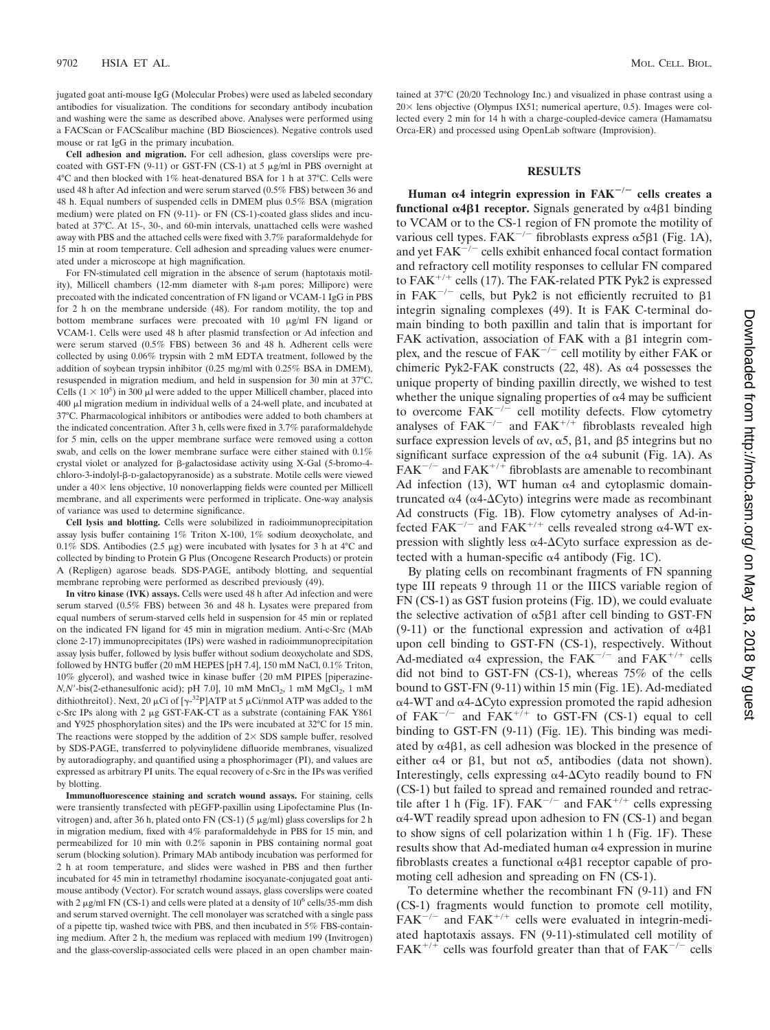jugated goat anti-mouse IgG (Molecular Probes) were used as labeled secondary antibodies for visualization. The conditions for secondary antibody incubation and washing were the same as described above. Analyses were performed using a FACScan or FACScalibur machine (BD Biosciences). Negative controls used mouse or rat IgG in the primary incubation.

**Cell adhesion and migration.** For cell adhesion, glass coverslips were precoated with GST-FN (9-11) or GST-FN (CS-1) at 5 μg/ml in PBS overnight at 4°C and then blocked with 1% heat-denatured BSA for 1 h at 37°C. Cells were used 48 h after Ad infection and were serum starved (0.5% FBS) between 36 and 48 h. Equal numbers of suspended cells in DMEM plus 0.5% BSA (migration medium) were plated on FN (9-11)- or FN (CS-1)-coated glass slides and incubated at 37°C. At 15-, 30-, and 60-min intervals, unattached cells were washed away with PBS and the attached cells were fixed with 3.7% paraformaldehyde for 15 min at room temperature. Cell adhesion and spreading values were enumerated under a microscope at high magnification.

For FN-stimulated cell migration in the absence of serum (haptotaxis motility), Millicell chambers (12-mm diameter with 8-μm pores; Millipore) were precoated with the indicated concentration of FN ligand or VCAM-1 IgG in PBS for 2 h on the membrane underside (48). For random motility, the top and bottom membrane surfaces were precoated with 10 μg/ml FN ligand or VCAM-1. Cells were used 48 h after plasmid transfection or Ad infection and were serum starved (0.5% FBS) between 36 and 48 h. Adherent cells were collected by using 0.06% trypsin with 2 mM EDTA treatment, followed by the addition of soybean trypsin inhibitor (0.25 mg/ml with 0.25% BSA in DMEM), resuspended in migration medium, and held in suspension for 30 min at 37°C. Cells ($1 \times 10^5$) in 300 μl were added to the upper Millicell chamber, placed into 400 μl migration medium in individual wells of a 24-well plate, and incubated at 37°C. Pharmacological inhibitors or antibodies were added to both chambers at the indicated concentration. After 3 h, cells were fixed in 3.7% paraformaldehyde for 5 min, cells on the upper membrane surface were removed using a cotton swab, and cells on the lower membrane surface were either stained with 0.1% crystal violet or analyzed for β-galactosidase activity using X-Gal (5-bromo-4-chloro-3-indolyl-β-D-galactopyranoside) as a substrate. Motile cells were viewed under a 40× lens objective, 10 nonoverlapping fields were counted per Millicell membrane, and all experiments were performed in triplicate. One-way analysis of variance was used to determine significance.

**Cell lysis and blotting.** Cells were solubilized in radioimmunoprecipitation assay lysis buffer containing 1% Triton X-100, 1% sodium deoxycholate, and 0.1% SDS. Antibodies (2.5 μg) were incubated with lysates for 3 h at 4°C and collected by binding to Protein G Plus (Oncogene Research Products) or protein A (Repligen) agarose beads. SDS-PAGE, antibody blotting, and sequential membrane reprobing were performed as described previously (49).

**In vitro kinase (IVK) assays.** Cells were used 48 h after Ad infection and were serum starved (0.5% FBS) between 36 and 48 h. Lysates were prepared from equal numbers of serum-starved cells held in suspension for 45 min or replated on the indicated FN ligand for 45 min in migration medium. Anti-c-Src (MAb clone 2-17) immunoprecipitates (IPs) were washed in radioimmunoprecipitation assay lysis buffer, followed by lysis buffer without sodium deoxycholate and SDS, followed by HNTG buffer (20 mM HEPES [pH 7.4], 150 mM NaCl, 0.1% Triton, 10% glycerol), and washed twice in kinase buffer {20 mM PIPES [piperazine-N,N′-bis(2-ethanesulfonic acid); pH 7.0], 10 mM $MnCl_2$, 1 mM $MgCl_2$, 1 mM dithiothreitol}. Next, 20 μCi of [γ-$^{32}$P]ATP at 5 μCi/nmol ATP was added to the c-Src IPs along with 2 μg GST-FAK-CT as a substrate (containing FAK Y861 and Y925 phosphorylation sites) and the IPs were incubated at 32°C for 15 min. The reactions were stopped by the addition of 2× SDS sample buffer, resolved by SDS-PAGE, transferred to polyvinylidene difluoride membranes, visualized by autoradiography, and quantified using a phosphorimager (PI), and values are expressed as arbitrary PI units. The equal recovery of c-Src in the IPs was verified by blotting.

**Immunofluorescence staining and scratch wound assays.** For staining, cells were transiently transfected with pEGFP-paxillin using Lipofectamine Plus (Invitrogen) and, after 36 h, plated onto FN (CS-1) (5 μg/ml) glass coverslips for 2 h in migration medium, fixed with 4% paraformaldehyde in PBS for 15 min, and permeabilized for 10 min with 0.2% saponin in PBS containing normal goat serum (blocking solution). Primary MAb antibody incubation was performed for 2 h at room temperature, and slides were washed in PBS and then further incubated for 45 min in tetramethyl rhodamine isocyanate-conjugated goat anti-mouse antibody (Vector). For scratch wound assays, glass coverslips were coated with 2 μg/ml FN (CS-1) and cells were plated at a density of $10^6$ cells/35-mm dish and serum starved overnight. The cell monolayer was scratched with a single pass of a pipette tip, washed twice with PBS, and then incubated in 5% FBS-containing medium. After 2 h, the medium was replaced with medium 199 (Invitrogen) and the glass-coverslip-associated cells were placed in an open chamber maintained at 37°C (20/20 Technology Inc.) and visualized in phase contrast using a 20× lens objective (Olympus IX51; numerical aperture, 0.5). Images were collected every 2 min for 14 h with a charge-coupled-device camera (Hamamatsu Orca-ER) and processed using OpenLab software (Improvision).

## RESULTS

**Human α4 integrin expression in FAK$^{-/-}$ cells creates a functional α4β1 receptor.** Signals generated by α4β1 binding to VCAM or to the CS-1 region of FN promote the motility of various cell types. FAK$^{-/-}$ fibroblasts express α5β1 (Fig. 1A), and yet FAK$^{-/-}$ cells exhibit enhanced focal contact formation and refractory cell motility responses to cellular FN compared to FAK$^{+/+}$ cells (17). The FAK-related PTK Pyk2 is expressed in FAK$^{-/-}$ cells, but Pyk2 is not efficiently recruited to β1 integrin signaling complexes (49). It is FAK C-terminal domain binding to both paxillin and talin that is important for FAK activation, association of FAK with a β1 integrin complex, and the rescue of FAK$^{-/-}$ cell motility by either FAK or chimeric Pyk2-FAK constructs (22, 48). As α4 possesses the unique property of binding paxillin directly, we wished to test whether the unique signaling properties of α4 may be sufficient to overcome FAK$^{-/-}$ cell motility defects. Flow cytometry analyses of FAK$^{-/-}$ and FAK$^{+/+}$ fibroblasts revealed high surface expression levels of αv, α5, β1, and β5 integrins but no significant surface expression of the α4 subunit (Fig. 1A). As FAK$^{-/-}$ and FAK$^{+/+}$ fibroblasts are amenable to recombinant Ad infection (13), WT human α4 and cytoplasmic domain-truncated α4 (α4-ΔCyto) integrins were made as recombinant Ad constructs (Fig. 1B). Flow cytometry analyses of Ad-infected FAK$^{-/-}$ and FAK$^{+/+}$ cells revealed strong α4-WT expression with slightly less α4-ΔCyto surface expression as detected with a human-specific α4 antibody (Fig. 1C).

By plating cells on recombinant fragments of FN spanning type III repeats 9 through 11 or the IIICS variable region of FN (CS-1) as GST fusion proteins (Fig. 1D), we could evaluate the selective activation of α5β1 after cell binding to GST-FN (9-11) or the functional expression and activation of α4β1 upon cell binding to GST-FN (CS-1), respectively. Without Ad-mediated α4 expression, the FAK$^{-/-}$ and FAK$^{+/+}$ cells did not bind to GST-FN (CS-1), whereas 75% of the cells bound to GST-FN (9-11) within 15 min (Fig. 1E). Ad-mediated α4-WT and α4-ΔCyto expression promoted the rapid adhesion of FAK$^{-/-}$ and FAK$^{+/+}$ to GST-FN (CS-1) equal to cell binding to GST-FN (9-11) (Fig. 1E). This binding was mediated by α4β1, as cell adhesion was blocked in the presence of either α4 or β1, but not α5, antibodies (data not shown). Interestingly, cells expressing α4-ΔCyto readily bound to FN (CS-1) but failed to spread and remained rounded and retractile after 1 h (Fig. 1F). FAK$^{-/-}$ and FAK$^{+/+}$ cells expressing α4-WT readily spread upon adhesion to FN (CS-1) and began to show signs of cell polarization within 1 h (Fig. 1F). These results show that Ad-mediated human α4 expression in murine fibroblasts creates a functional α4β1 receptor capable of promoting cell adhesion and spreading on FN (CS-1).

To determine whether the recombinant FN (9-11) and FN (CS-1) fragments would function to promote cell motility, FAK$^{-/-}$ and FAK$^{+/+}$ cells were evaluated in integrin-mediated haptotaxis assays. FN (9-11)-stimulated cell motility of FAK$^{+/+}$ cells was fourfold greater than that of FAK$^{-/-}$ cells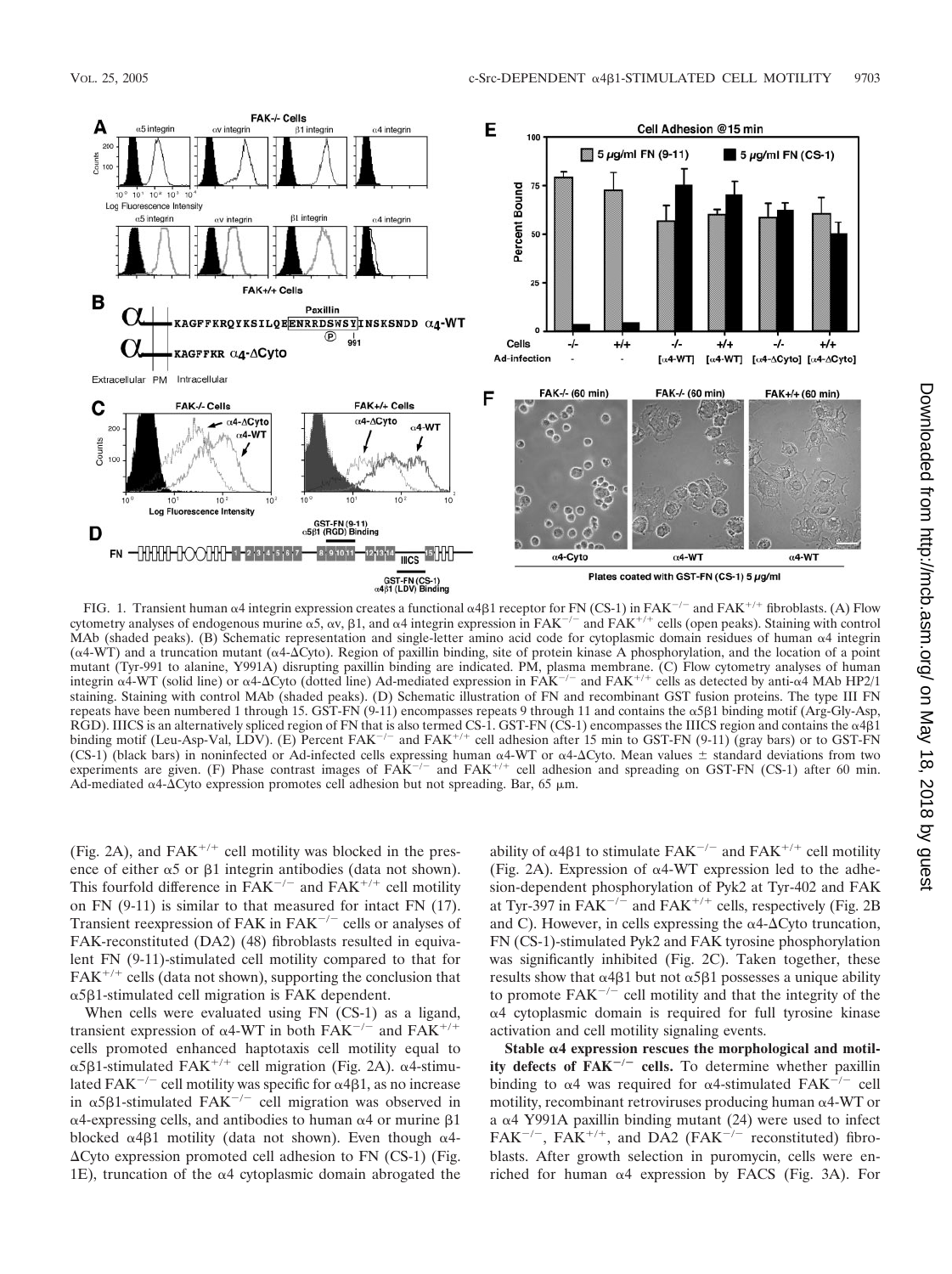FIG. 1. Transient human α4 integrin expression creates a functional α4β1 receptor for FN (CS-1) in FAK$^{-/-}$ and FAK$^{+/+}$ fibroblasts. (A) Flow cytometry analyses of endogenous murine α5, αv, β1, and α4 integrin expression in FAK$^{-/-}$ and FAK$^{+/+}$ cells (open peaks). Staining with control MAb (shaded peaks). (B) Schematic representation and single-letter amino acid code for cytoplasmic domain residues of human α4 integrin (α4-WT) and a truncation mutant (α4-ΔCyto). Region of paxillin binding, site of protein kinase A phosphorylation, and the location of a point mutant (Tyr-991 to alanine, Y991A) disrupting paxillin binding are indicated. PM, plasma membrane. (C) Flow cytometry analyses of human integrin α4-WT (solid line) or α4-ΔCyto (dotted line) Ad-mediated expression in FAK$^{-/-}$ and FAK$^{+/+}$ cells as detected by anti-α4 MAb HP2/1 staining. Staining with control MAb (shaded peaks). (D) Schematic illustration of FN and recombinant GST fusion proteins. The type III FN repeats have been numbered 1 through 15. GST-FN (9-11) encompasses repeats 9 through 11 and contains the α5β1 binding motif (Arg-Gly-Asp, RGD). IIICS is an alternatively spliced region of FN that is also termed CS-1. GST-FN (CS-1) encompasses the IIICS region and contains the α4β1 binding motif (Leu-Asp-Val, LDV). (E) Percent FAK$^{-/-}$ and FAK$^{+/+}$ cell adhesion after 15 min to GST-FN (9-11) (gray bars) or to GST-FN (CS-1) (black bars) in noninfected or Ad-infected cells expressing human α4-WT or α4-ΔCyto. Mean values ± standard deviations from two experiments are given. (F) Phase contrast images of FAK$^{-/-}$ and FAK$^{+/+}$ cell adhesion and spreading on GST-FN (CS-1) after 60 min. Ad-mediated α4-ΔCyto expression promotes cell adhesion but not spreading. Bar, 65 μm.

(Fig. 2A), and FAK$^{+/+}$ cell motility was blocked in the presence of either α5 or β1 integrin antibodies (data not shown). This fourfold difference in FAK$^{-/-}$ and FAK$^{+/+}$ cell motility on FN (9-11) is similar to that measured for intact FN (17). Transient reexpression of FAK in FAK$^{-/-}$ cells or analyses of FAK-reconstituted (DA2) (48) fibroblasts resulted in equivalent FN (9-11)-stimulated cell motility compared to that for FAK$^{+/+}$ cells (data not shown), supporting the conclusion that α5β1-stimulated cell migration is FAK dependent.

When cells were evaluated using FN (CS-1) as a ligand, transient expression of α4-WT in both FAK$^{-/-}$ and FAK$^{+/+}$ cells promoted enhanced haptotaxis cell motility equal to α5β1-stimulated FAK$^{+/+}$ cell migration (Fig. 2A). α4-stimulated FAK$^{-/-}$ cell motility was specific for α4β1, as no increase in α5β1-stimulated FAK$^{-/-}$ cell migration was observed in α4-expressing cells, and antibodies to human α4 or murine β1 blocked α4β1 motility (data not shown). Even though α4-ΔCyto expression promoted cell adhesion to FN (CS-1) (Fig. 1E), truncation of the α4 cytoplasmic domain abrogated the ability of α4β1 to stimulate FAK$^{-/-}$ and FAK$^{+/+}$ cell motility (Fig. 2A). Expression of α4-WT expression led to the adhesion-dependent phosphorylation of Pyk2 at Tyr-402 and FAK at Tyr-397 in FAK$^{-/-}$ and FAK$^{+/+}$ cells, respectively (Fig. 2B and C). However, in cells expressing the α4-ΔCyto truncation, FN (CS-1)-stimulated Pyk2 and FAK tyrosine phosphorylation was significantly inhibited (Fig. 2C). Taken together, these results show that α4β1 but not α5β1 possesses a unique ability to promote FAK$^{-/-}$ cell motility and that the integrity of the α4 cytoplasmic domain is required for full tyrosine kinase activation and cell motility signaling events.

**Stable α4 expression rescues the morphological and motility defects of FAK$^{-/-}$ cells.** To determine whether paxillin binding to α4 was required for α4-stimulated FAK$^{-/-}$ cell motility, recombinant retroviruses producing human α4-WT or a α4 Y991A paxillin binding mutant (24) were used to infect FAK$^{-/-}$, FAK$^{+/+}$, and DA2 (FAK$^{-/-}$ reconstituted) fibroblasts. After growth selection in puromycin, cells were enriched for human α4 expression by FACS (Fig. 3A). For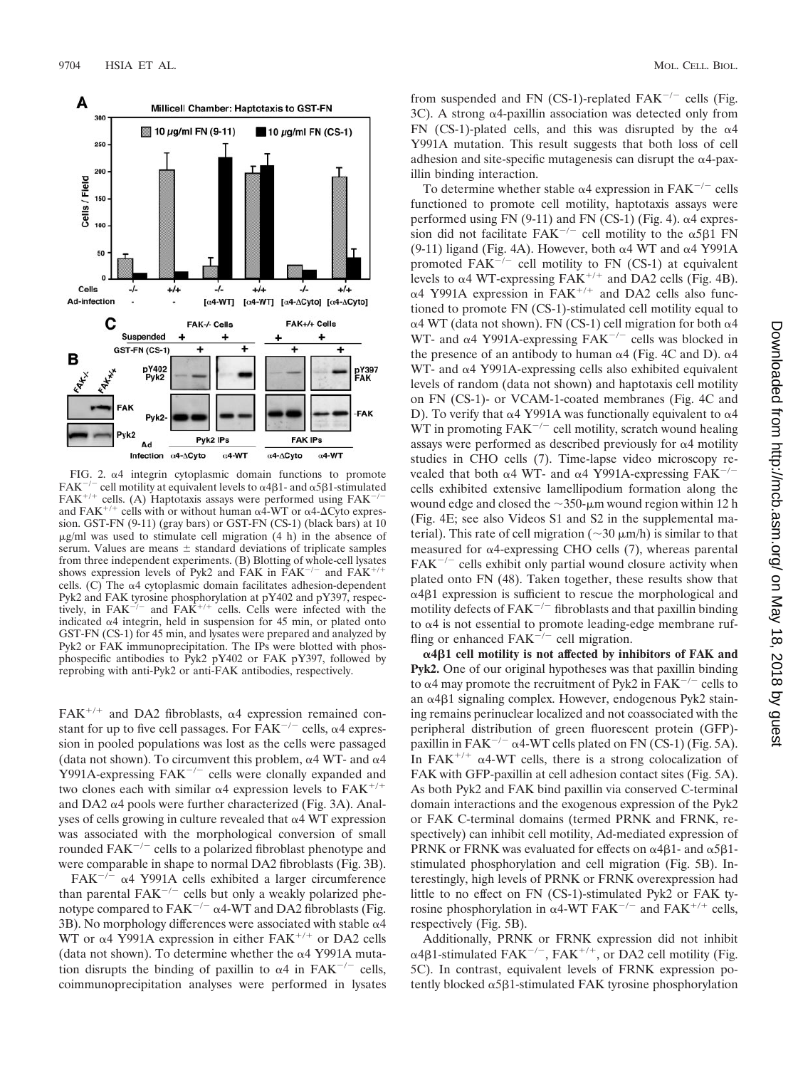FIG. 2. α4 integrin cytoplasmic domain functions to promote $FAK^{-/-}$ cell motility at equivalent levels to α4β1- and α5β1-stimulated $FAK^{+/+}$ cells. (A) Haptotaxis assays were performed using $FAK^{-/-}$ and $FAK^{+/+}$ cells with or without human α4-WT or α4-ΔCyto expression. GST-FN (9-11) (gray bars) or GST-FN (CS-1) (black bars) at 10 μg/ml was used to stimulate cell migration (4 h) in the absence of serum. Values are means ± standard deviations of triplicate samples from three independent experiments. (B) Blotting of whole-cell lysates shows expression levels of Pyk2 and FAK in $FAK^{-/-}$ and $FAK^{+/+}$ cells. (C) The α4 cytoplasmic domain facilitates adhesion-dependent Pyk2 and FAK tyrosine phosphorylation at pY402 and pY397, respectively, in $FAK^{-/-}$ and $FAK^{+/+}$ cells. Cells were infected with the indicated α4 integrin, held in suspension for 45 min, or plated onto GST-FN (CS-1) for 45 min, and lysates were prepared and analyzed by Pyk2 or FAK immunoprecipitation. The IPs were blotted with phosphospecific antibodies to Pyk2 pY402 or FAK pY397, followed by reprobing with anti-Pyk2 or anti-FAK antibodies, respectively.

$FAK^{+/+}$ and DA2 fibroblasts, α4 expression remained constant for up to five cell passages. For $FAK^{-/-}$ cells, α4 expression in pooled populations was lost as the cells were passaged (data not shown). To circumvent this problem, α4 WT- and α4 Y991A-expressing $FAK^{-/-}$ cells were clonally expanded and two clones each with similar α4 expression levels to $FAK^{+/+}$ and DA2 α4 pools were further characterized (Fig. 3A). Analyses of cells growing in culture revealed that α4 WT expression was associated with the morphological conversion of small rounded $FAK^{-/-}$ cells to a polarized fibroblast phenotype and were comparable in shape to normal DA2 fibroblasts (Fig. 3B).

$FAK^{-/-}$ α4 Y991A cells exhibited a larger circumference than parental $FAK^{-/-}$ cells but only a weakly polarized phenotype compared to $FAK^{-/-}$ α4-WT and DA2 fibroblasts (Fig. 3B). No morphology differences were associated with stable α4 WT or α4 Y991A expression in either $FAK^{+/+}$ or DA2 cells (data not shown). To determine whether the α4 Y991A mutation disrupts the binding of paxillin to α4 in $FAK^{-/-}$ cells, coimmunoprecipitation analyses were performed in lysates from suspended and FN (CS-1)-replated $FAK^{-/-}$ cells (Fig. 3C). A strong α4-paxillin association was detected only from FN (CS-1)-plated cells, and this was disrupted by the α4 Y991A mutation. This result suggests that both loss of cell adhesion and site-specific mutagenesis can disrupt the α4-paxillin binding interaction.

To determine whether stable α4 expression in $FAK^{-/-}$ cells functioned to promote cell motility, haptotaxis assays were performed using FN (9-11) and FN (CS-1) (Fig. 4). α4 expression did not facilitate $FAK^{-/-}$ cell motility to the α5β1 FN (9-11) ligand (Fig. 4A). However, both α4 WT and α4 Y991A promoted $FAK^{-/-}$ cell motility to FN (CS-1) at equivalent levels to α4 WT-expressing $FAK^{+/+}$ and DA2 cells (Fig. 4B). α4 Y991A expression in $FAK^{+/+}$ and DA2 cells also functioned to promote FN (CS-1)-stimulated cell motility equal to α4 WT (data not shown). FN (CS-1) cell migration for both α4 WT- and α4 Y991A-expressing $FAK^{-/-}$ cells was blocked in the presence of an antibody to human α4 (Fig. 4C and D). α4 WT- and α4 Y991A-expressing cells also exhibited equivalent levels of random (data not shown) and haptotaxis cell motility on FN (CS-1)- or VCAM-1-coated membranes (Fig. 4C and D). To verify that α4 Y991A was functionally equivalent to α4 WT in promoting $FAK^{-/-}$ cell motility, scratch wound healing assays were performed as described previously for α4 motility studies in CHO cells (7). Time-lapse video microscopy revealed that both α4 WT- and α4 Y991A-expressing $FAK^{-/-}$ cells exhibited extensive lamellipodium formation along the wound edge and closed the ~350-μm wound region within 12 h (Fig. 4E; see also Videos S1 and S2 in the supplemental material). This rate of cell migration (~30 μm/h) is similar to that measured for α4-expressing CHO cells (7), whereas parental $FAK^{-/-}$ cells exhibit only partial wound closure activity when plated onto FN (48). Taken together, these results show that α4β1 expression is sufficient to rescue the morphological and motility defects of $FAK^{-/-}$ fibroblasts and that paxillin binding to α4 is not essential to promote leading-edge membrane ruffling or enhanced $FAK^{-/-}$ cell migration.

**α4β1 cell motility is not affected by inhibitors of FAK and Pyk2.** One of our original hypotheses was that paxillin binding to α4 may promote the recruitment of Pyk2 in $FAK^{-/-}$ cells to an α4β1 signaling complex. However, endogenous Pyk2 staining remains perinuclear localized and not coassociated with the peripheral distribution of green fluorescent protein (GFP)-paxillin in $FAK^{-/-}$ α4-WT cells plated on FN (CS-1) (Fig. 5A). In $FAK^{+/+}$ α4-WT cells, there is a strong colocalization of FAK with GFP-paxillin at cell adhesion contact sites (Fig. 5A). As both Pyk2 and FAK bind paxillin via conserved C-terminal domain interactions and the exogenous expression of the Pyk2 or FAK C-terminal domains (termed PRNK and FRNK, respectively) can inhibit cell motility, Ad-mediated expression of PRNK or FRNK was evaluated for effects on α4β1- and α5β1-stimulated phosphorylation and cell migration (Fig. 5B). Interestingly, high levels of PRNK or FRNK overexpression had little to no effect on FN (CS-1)-stimulated Pyk2 or FAK tyrosine phosphorylation in α4-WT $FAK^{-/-}$ and $FAK^{+/+}$ cells, respectively (Fig. 5B).

Additionally, PRNK or FRNK expression did not inhibit α4β1-stimulated $FAK^{-/-}$, $FAK^{+/+}$, or DA2 cell motility (Fig. 5C). In contrast, equivalent levels of FRNK expression potently blocked α5β1-stimulated FAK tyrosine phosphorylation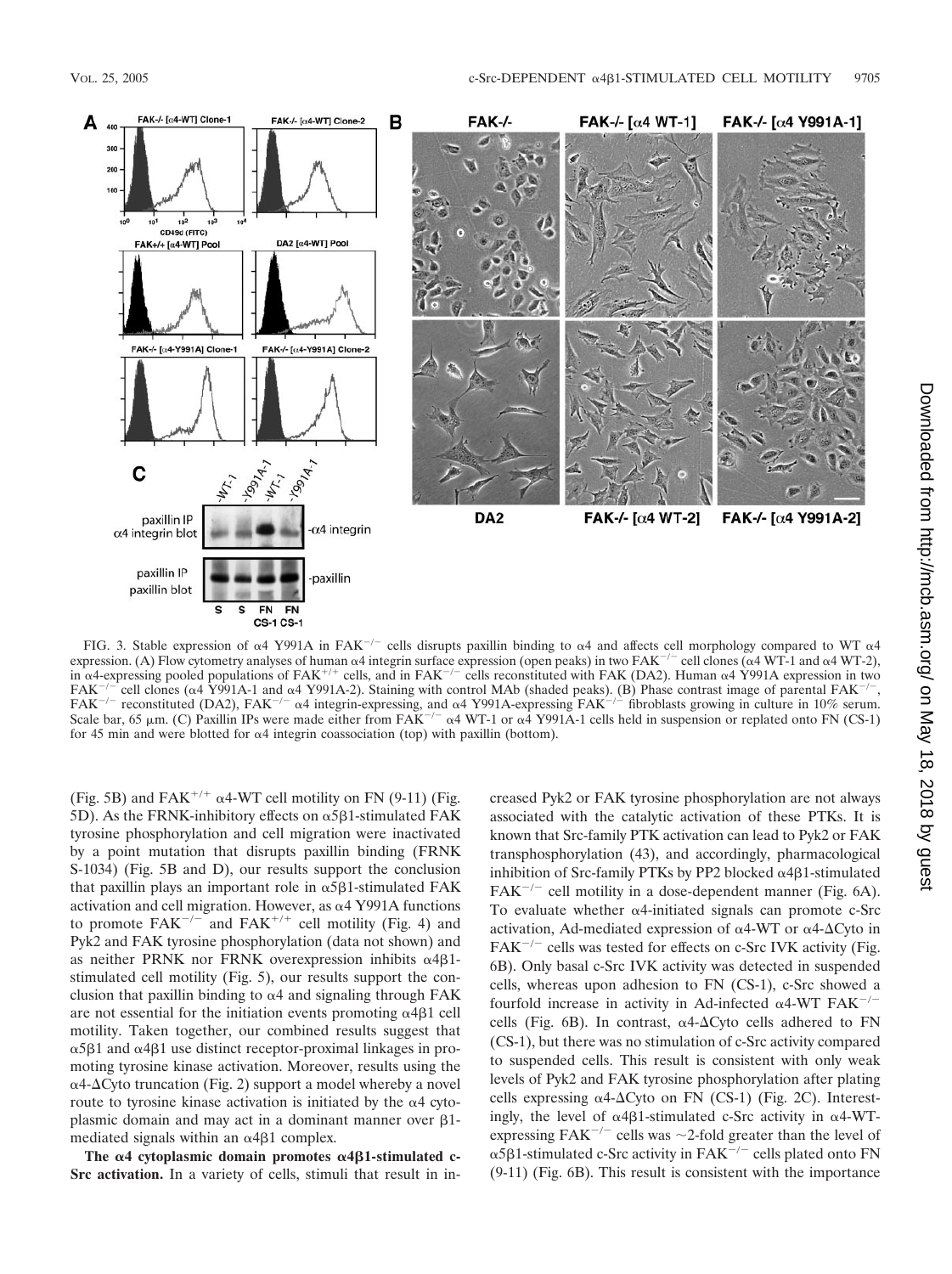FIG. 3. Stable expression of α4 Y991A in FAK$^{-/-}$ cells disrupts paxillin binding to α4 and affects cell morphology compared to WT α4 expression. (A) Flow cytometry analyses of human α4 integrin surface expression (open peaks) in two FAK$^{-/-}$ cell clones (α4 WT-1 and α4 WT-2), in α4-expressing pooled populations of FAK$^{+/+}$ cells, and in FAK$^{-/-}$ cells reconstituted with FAK (DA2). Human α4 Y991A expression in two FAK$^{-/-}$ cell clones (α4 Y991A-1 and α4 Y991A-2). Staining with control MAb (shaded peaks). (B) Phase contrast image of parental FAK$^{-/-}$, FAK$^{-/-}$ reconstituted (DA2), FAK$^{-/-}$ α4 integrin-expressing, and α4 Y991A-expressing FAK$^{-/-}$ fibroblasts growing in culture in 10% serum. Scale bar, 65 μm. (C) Paxillin IPs were made either from FAK$^{-/-}$ α4 WT-1 or α4 Y991A-1 cells held in suspension or replated onto FN (CS-1) for 45 min and were blotted for α4 integrin coassociation (top) with paxillin (bottom).

(Fig. 5B) and FAK$^{+/+}$ α4-WT cell motility on FN (9-11) (Fig. 5D). As the FRNK-inhibitory effects on α5β1-stimulated FAK tyrosine phosphorylation and cell migration were inactivated by a point mutation that disrupts paxillin binding (FRNK S-1034) (Fig. 5B and D), our results support the conclusion that paxillin plays an important role in α5β1-stimulated FAK activation and cell migration. However, as α4 Y991A functions to promote FAK$^{-/-}$ and FAK$^{+/+}$ cell motility (Fig. 4) and Pyk2 and FAK tyrosine phosphorylation (data not shown) and as neither PRNK nor FRNK overexpression inhibits α4β1-stimulated cell motility (Fig. 5), our results support the conclusion that paxillin binding to α4 and signaling through FAK are not essential for the initiation events promoting α4β1 cell motility. Taken together, our combined results suggest that α5β1 and α4β1 use distinct receptor-proximal linkages in promoting tyrosine kinase activation. Moreover, results using the α4-ΔCyto truncation (Fig. 2) support a model whereby a novel route to tyrosine kinase activation is initiated by the α4 cytoplasmic domain and may act in a dominant manner over β1-mediated signals within an α4β1 complex.

**The α4 cytoplasmic domain promotes α4β1-stimulated c-Src activation.** In a variety of cells, stimuli that result in increased Pyk2 or FAK tyrosine phosphorylation are not always associated with the catalytic activation of these PTKs. It is known that Src-family PTK activation can lead to Pyk2 or FAK transphosphorylation (43), and accordingly, pharmacological inhibition of Src-family PTKs by PP2 blocked α4β1-stimulated FAK$^{-/-}$ cell motility in a dose-dependent manner (Fig. 6A). To evaluate whether α4-initiated signals can promote c-Src activation, Ad-mediated expression of α4-WT or α4-ΔCyto in FAK$^{-/-}$ cells was tested for effects on c-Src IVK activity (Fig. 6B). Only basal c-Src IVK activity was detected in suspended cells, whereas upon adhesion to FN (CS-1), c-Src showed a fourfold increase in activity in Ad-infected α4-WT FAK$^{-/-}$ cells (Fig. 6B). In contrast, α4-ΔCyto cells adhered to FN (CS-1), but there was no stimulation of c-Src activity compared to suspended cells. This result is consistent with only weak levels of Pyk2 and FAK tyrosine phosphorylation after plating cells expressing α4-ΔCyto on FN (CS-1) (Fig. 2C). Interestingly, the level of α4β1-stimulated c-Src activity in α4-WT-expressing FAK$^{-/-}$ cells was ~2-fold greater than the level of α5β1-stimulated c-Src activity in FAK$^{-/-}$ cells plated onto FN (9-11) (Fig. 6B). This result is consistent with the importance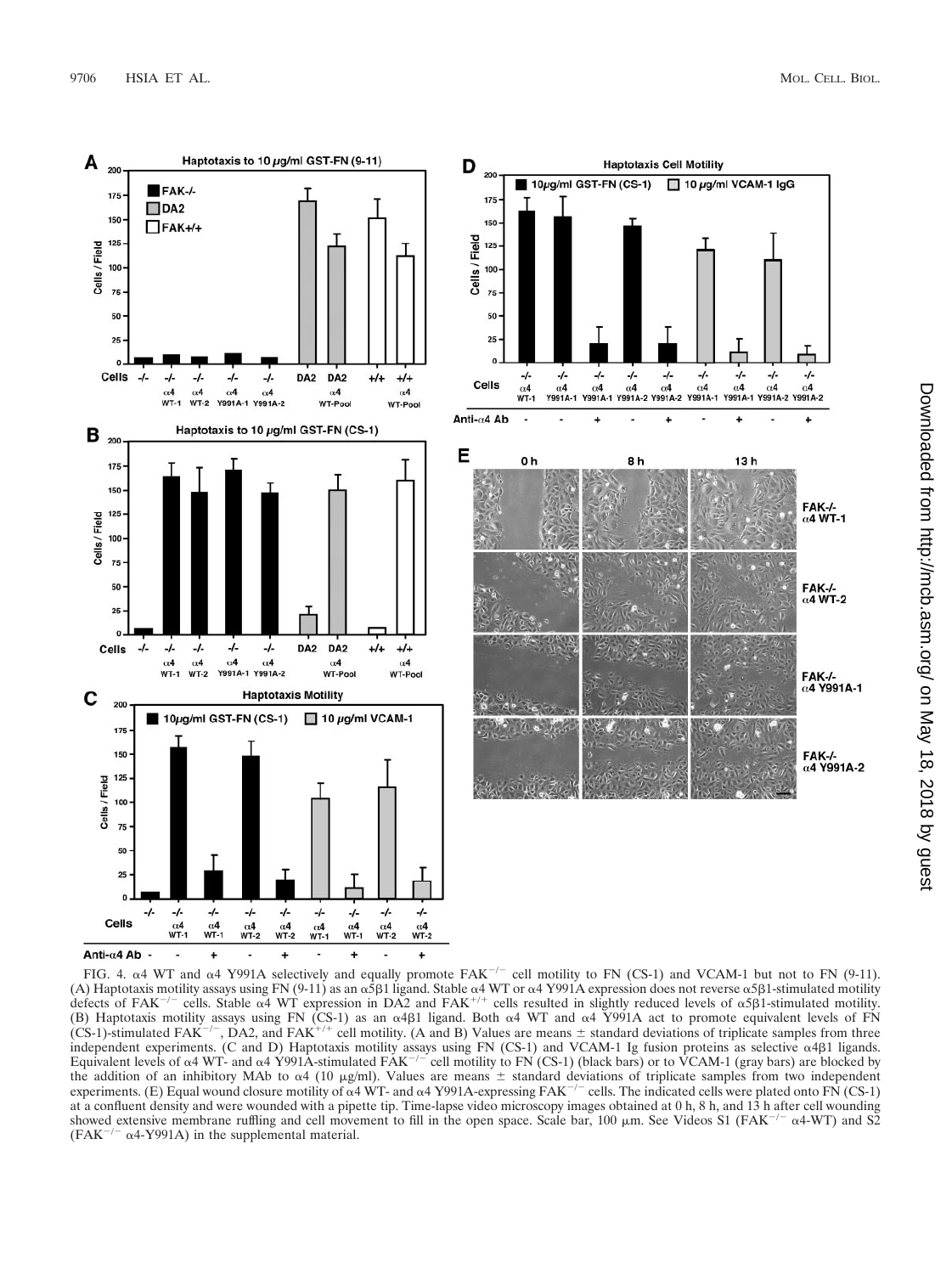FIG. 4. α4 WT and α4 Y991A selectively and equally promote $FAK^{-/-}$ cell motility to FN (CS-1) and VCAM-1 but not to FN (9-11). (A) Haptotaxis motility assays using FN (9-11) as an α5β1 ligand. Stable α4 WT or α4 Y991A expression does not reverse α5β1-stimulated motility defects of $FAK^{-/-}$ cells. Stable α4 WT expression in DA2 and $FAK^{+/+}$ cells resulted in slightly reduced levels of α5β1-stimulated motility. (B) Haptotaxis motility assays using FN (CS-1) as an α4β1 ligand. Both α4 WT and α4 Y991A act to promote equivalent levels of FN (CS-1)-stimulated $FAK^{-/-}$, DA2, and $FAK^{+/+}$ cell motility. (A and B) Values are means ± standard deviations of triplicate samples from three independent experiments. (C and D) Haptotaxis motility assays using FN (CS-1) and VCAM-1 Ig fusion proteins as selective α4β1 ligands. Equivalent levels of α4 WT- and α4 Y991A-stimulated $FAK^{-/-}$ cell motility to FN (CS-1) (black bars) or to VCAM-1 (gray bars) are blocked by the addition of an inhibitory MAb to α4 (10 μg/ml). Values are means ± standard deviations of triplicate samples from two independent experiments. (E) Equal wound closure motility of α4 WT- and α4 Y991A-expressing $FAK^{-/-}$ cells. The indicated cells were plated onto FN (CS-1) at a confluent density and were wounded with a pipette tip. Time-lapse video microscopy images obtained at 0 h, 8 h, and 13 h after cell wounding showed extensive membrane ruffling and cell movement to fill in the open space. Scale bar, 100 μm. See Videos S1 ($FAK^{-/-}$ α4-WT) and S2 ($FAK^{-/-}$ α4-Y991A) in the supplemental material.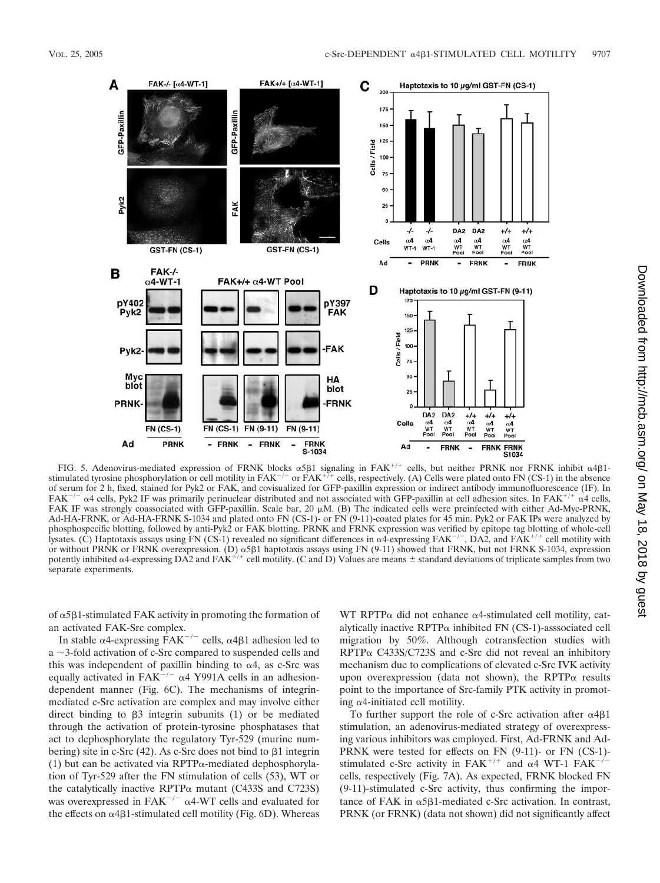FIG. 5. Adenovirus-mediated expression of FRNK blocks α5β1 signaling in $FAK^{+/+}$ cells, but neither PRNK nor FRNK inhibit α4β1-stimulated tyrosine phosphorylation or cell motility in $FAK^{-/-}$ or $FAK^{+/+}$ cells, respectively. (A) Cells were plated onto FN (CS-1) in the absence of serum for 2 h, fixed, stained for Pyk2 or FAK, and covisualized for GFP-paxillin expression or indirect antibody immunofluorescence (IF). In $FAK^{-/-}$ α4 cells, Pyk2 IF was primarily perinuclear distributed and not associated with GFP-paxillin at cell adhesion sites. In $FAK^{+/+}$ α4 cells, FAK IF was strongly coassociated with GFP-paxillin. Scale bar, 20 μM. (B) The indicated cells were preinfected with either Ad-Myc-PRNK, Ad-HA-FRNK, or Ad-HA-FRNK S-1034 and plated onto FN (CS-1)- or FN (9-11)-coated plates for 45 min. Pyk2 or FAK IPs were analyzed by phosphospecific blotting, followed by anti-Pyk2 or FAK blotting. PRNK and FRNK expression was verified by epitope tag blotting of whole-cell lysates. (C) Haptotaxis assays using FN (CS-1) revealed no significant differences in α4-expressing $FAK^{-/-}$, DA2, and $FAK^{+/+}$ cell motility with or without PRNK or FRNK overexpression. (D) α5β1 haptotaxis assays using FN (9-11) showed that FRNK, but not FRNK S-1034, expression potently inhibited α4-expressing DA2 and $FAK^{+/+}$ cell motility. (C and D) Values are means ± standard deviations of triplicate samples from two separate experiments.

of α5β1-stimulated FAK activity in promoting the formation of an activated FAK-Src complex.

In stable α4-expressing $FAK^{-/-}$ cells, α4β1 adhesion led to a ~3-fold activation of c-Src compared to suspended cells and this was independent of paxillin binding to α4, as c-Src was equally activated in $FAK^{-/-}$ α4 Y991A cells in an adhesion-dependent manner (Fig. 6C). The mechanisms of integrin-mediated c-Src activation are complex and may involve either direct binding to β3 integrin subunits (1) or be mediated through the activation of protein-tyrosine phosphatases that act to dephosphorylate the regulatory Tyr-529 (murine numbering) site in c-Src (42). As c-Src does not bind to β1 integrin (1) but can be activated via RPTPα-mediated dephosphorylation of Tyr-529 after the FN stimulation of cells (53), WT or the catalytically inactive RPTPα mutant (C433S and C723S) was overexpressed in $FAK^{-/-}$ α4-WT cells and evaluated for the effects on α4β1-stimulated cell motility (Fig. 6D). Whereas WT RPTPα did not enhance α4-stimulated cell motility, catalytically inactive RPTPα inhibited FN (CS-1)-asssociated cell migration by 50%. Although cotransfection studies with RPTPα C433S/C723S and c-Src did not reveal an inhibitory mechanism due to complications of elevated c-Src IVK activity upon overexpression (data not shown), the RPTPα results point to the importance of Src-family PTK activity in promoting α4-initiated cell motility.

To further support the role of c-Src activation after α4β1 stimulation, an adenovirus-mediated strategy of overexpressing various inhibitors was employed. First, Ad-FRNK and Ad-PRNK were tested for effects on FN (9-11)- or FN (CS-1)-stimulated c-Src activity in $FAK^{+/+}$ and α4 WT-1 $FAK^{-/-}$ cells, respectively (Fig. 7A). As expected, FRNK blocked FN (9-11)-stimulated c-Src activity, thus confirming the importance of FAK in α5β1-mediated c-Src activation. In contrast, PRNK (or FRNK) (data not shown) did not significantly affect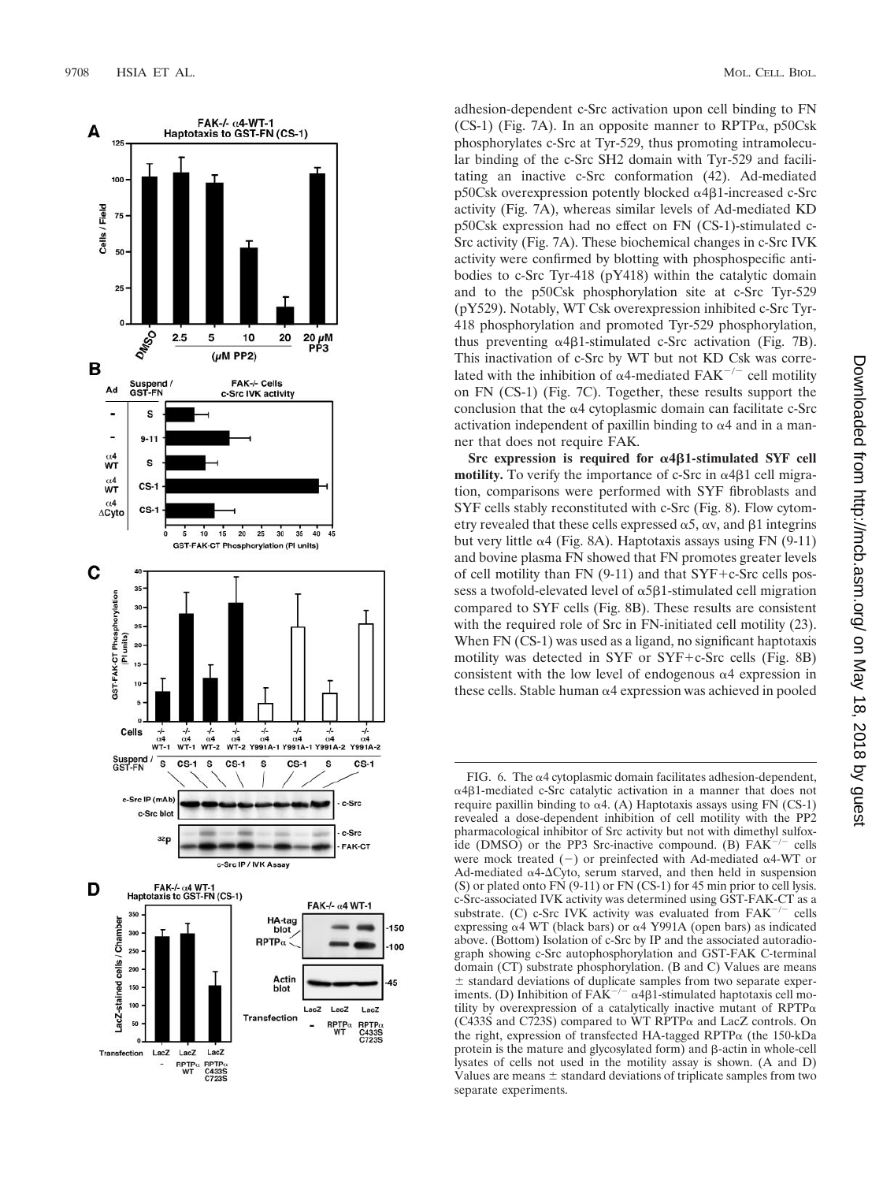adhesion-dependent c-Src activation upon cell binding to FN (CS-1) (Fig. 7A). In an opposite manner to RPTPα, p50Csk phosphorylates c-Src at Tyr-529, thus promoting intramolecular binding of the c-Src SH2 domain with Tyr-529 and facilitating an inactive c-Src conformation (42). Ad-mediated p50Csk overexpression potently blocked α4β1-increased c-Src activity (Fig. 7A), whereas similar levels of Ad-mediated KD p50Csk expression had no effect on FN (CS-1)-stimulated c-Src activity (Fig. 7A). These biochemical changes in c-Src IVK activity were confirmed by blotting with phosphospecific antibodies to c-Src Tyr-418 (pY418) within the catalytic domain and to the p50Csk phosphorylation site at c-Src Tyr-529 (pY529). Notably, WT Csk overexpression inhibited c-Src Tyr-418 phosphorylation and promoted Tyr-529 phosphorylation, thus preventing α4β1-stimulated c-Src activation (Fig. 7B). This inactivation of c-Src by WT but not KD Csk was correlated with the inhibition of α4-mediated $FAK^{-/-}$ cell motility on FN (CS-1) (Fig. 7C). Together, these results support the conclusion that the α4 cytoplasmic domain can facilitate c-Src activation independent of paxillin binding to α4 and in a manner that does not require FAK.

**Src expression is required for α4β1-stimulated SYF cell motility.** To verify the importance of c-Src in α4β1 cell migration, comparisons were performed with SYF fibroblasts and SYF cells stably reconstituted with c-Src (Fig. 8). Flow cytometry revealed that these cells expressed α5, αv, and β1 integrins but very little α4 (Fig. 8A). Haptotaxis assays using FN (9-11) and bovine plasma FN showed that FN promotes greater levels of cell motility than FN (9-11) and that SYF+c-Src cells possess a twofold-elevated level of α5β1-stimulated cell migration compared to SYF cells (Fig. 8B). These results are consistent with the required role of Src in FN-initiated cell motility (23). When FN (CS-1) was used as a ligand, no significant haptotaxis motility was detected in SYF or SYF+c-Src cells (Fig. 8B) consistent with the low level of endogenous α4 expression in these cells. Stable human α4 expression was achieved in pooled

FIG. 6. The α4 cytoplasmic domain facilitates adhesion-dependent, α4β1-mediated c-Src catalytic activation in a manner that does not require paxillin binding to α4. (A) Haptotaxis assays using FN (CS-1) revealed a dose-dependent inhibition of cell motility with the PP2 pharmacological inhibitor of Src activity but not with dimethyl sulfoxide (DMSO) or the PP3 Src-inactive compound. (B) $FAK^{-/-}$ cells were mock treated (−) or preinfected with Ad-mediated α4-WT or Ad-mediated α4-ΔCyto, serum starved, and then held in suspension (S) or plated onto FN (9-11) or FN (CS-1) for 45 min prior to cell lysis. c-Src-associated IVK activity was determined using GST-FAK-CT as a substrate. (C) c-Src IVK activity was evaluated from $FAK^{-/-}$ cells expressing α4 WT (black bars) or α4 Y991A (open bars) as indicated above. (Bottom) Isolation of c-Src by IP and the associated autoradiograph showing c-Src autophosphorylation and GST-FAK C-terminal domain (CT) substrate phosphorylation. (B and C) Values are means ± standard deviations of duplicate samples from two separate experiments. (D) Inhibition of $FAK^{-/-}$ α4β1-stimulated haptotaxis cell motility by overexpression of a catalytically inactive mutant of RPTPα (C433S and C723S) compared to WT RPTPα and LacZ controls. On the right, expression of transfected HA-tagged RPTPα (the 150-kDa protein is the mature and glycosylated form) and β-actin in whole-cell lysates of cells not used in the motility assay is shown. (A and D) Values are means ± standard deviations of triplicate samples from two separate experiments.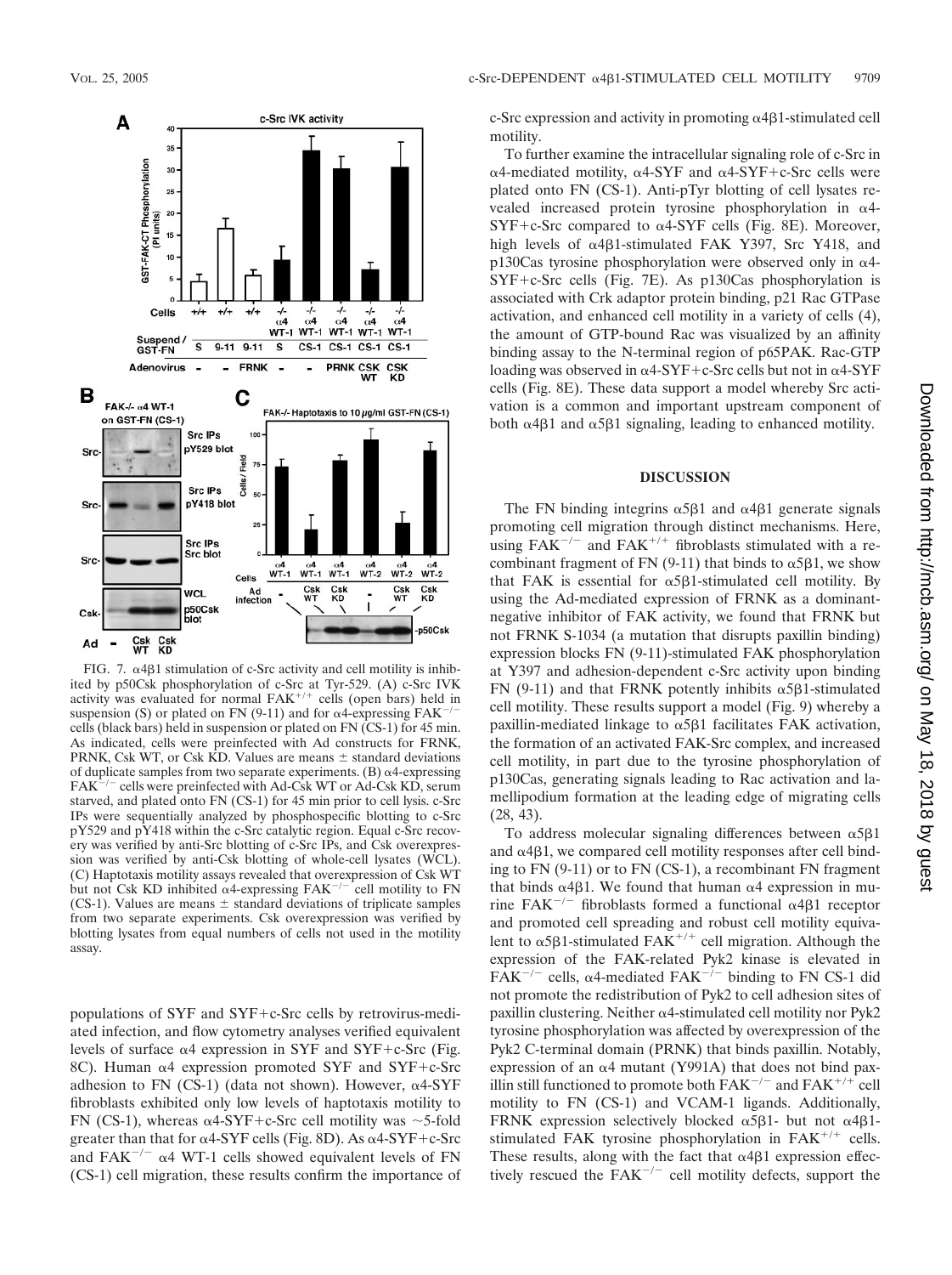FIG. 7. α4β1 stimulation of c-Src activity and cell motility is inhibited by p50Csk phosphorylation of c-Src at Tyr-529. (A) c-Src IVK activity was evaluated for normal $FAK^{+/+}$ cells (open bars) held in suspension (S) or plated on FN (9-11) and for α4-expressing $FAK^{-/-}$ cells (black bars) held in suspension or plated on FN (CS-1) for 45 min. As indicated, cells were preinfected with Ad constructs for FRNK, PRNK, Csk WT, or Csk KD. Values are means ± standard deviations of duplicate samples from two separate experiments. (B) α4-expressing $FAK^{-/-}$ cells were preinfected with Ad-Csk WT or Ad-Csk KD, serum starved, and plated onto FN (CS-1) for 45 min prior to cell lysis. c-Src IPs were sequentially analyzed by phosphospecific blotting to c-Src pY529 and pY418 within the c-Src catalytic region. Equal c-Src recovery was verified by anti-Src blotting of c-Src IPs, and Csk overexpression was verified by anti-Csk blotting of whole-cell lysates (WCL). (C) Haptotaxis motility assays revealed that overexpression of Csk WT but not Csk KD inhibited α4-expressing $FAK^{-/-}$ cell motility to FN (CS-1). Values are means ± standard deviations of triplicate samples from two separate experiments. Csk overexpression was verified by blotting lysates from equal numbers of cells not used in the motility assay.

populations of SYF and SYF+c-Src cells by retrovirus-mediated infection, and flow cytometry analyses verified equivalent levels of surface α4 expression in SYF and SYF+c-Src (Fig. 8C). Human α4 expression promoted SYF and SYF+c-Src adhesion to FN (CS-1) (data not shown). However, α4-SYF fibroblasts exhibited only low levels of haptotaxis motility to FN (CS-1), whereas α4-SYF+c-Src cell motility was ~5-fold greater than that for α4-SYF cells (Fig. 8D). As α4-SYF+c-Src and $FAK^{-/-}$ α4 WT-1 cells showed equivalent levels of FN (CS-1) cell migration, these results confirm the importance of c-Src expression and activity in promoting α4β1-stimulated cell motility.

To further examine the intracellular signaling role of c-Src in α4-mediated motility, α4-SYF and α4-SYF+c-Src cells were plated onto FN (CS-1). Anti-pTyr blotting of cell lysates revealed increased protein tyrosine phosphorylation in α4-SYF+c-Src compared to α4-SYF cells (Fig. 8E). Moreover, high levels of α4β1-stimulated FAK Y397, Src Y418, and p130Cas tyrosine phosphorylation were observed only in α4-SYF+c-Src cells (Fig. 7E). As p130Cas phosphorylation is associated with Crk adaptor protein binding, p21 Rac GTPase activation, and enhanced cell motility in a variety of cells (4), the amount of GTP-bound Rac was visualized by an affinity binding assay to the N-terminal region of p65PAK. Rac-GTP loading was observed in α4-SYF+c-Src cells but not in α4-SYF cells (Fig. 8E). These data support a model whereby Src activation is a common and important upstream component of both α4β1 and α5β1 signaling, leading to enhanced motility.

## DISCUSSION

The FN binding integrins α5β1 and α4β1 generate signals promoting cell migration through distinct mechanisms. Here, using $FAK^{-/-}$ and $FAK^{+/+}$ fibroblasts stimulated with a recombinant fragment of FN (9-11) that binds to α5β1, we show that FAK is essential for α5β1-stimulated cell motility. By using the Ad-mediated expression of FRNK as a dominant-negative inhibitor of FAK activity, we found that FRNK but not FRNK S-1034 (a mutation that disrupts paxillin binding) expression blocks FN (9-11)-stimulated FAK phosphorylation at Y397 and adhesion-dependent c-Src activity upon binding FN (9-11) and that FRNK potently inhibits α5β1-stimulated cell motility. These results support a model (Fig. 9) whereby a paxillin-mediated linkage to α5β1 facilitates FAK activation, the formation of an activated FAK-Src complex, and increased cell motility, in part due to the tyrosine phosphorylation of p130Cas, generating signals leading to Rac activation and lamellipodium formation at the leading edge of migrating cells (28, 43).

To address molecular signaling differences between α5β1 and α4β1, we compared cell motility responses after cell binding to FN (9-11) or to FN (CS-1), a recombinant FN fragment that binds α4β1. We found that human α4 expression in murine $FAK^{-/-}$ fibroblasts formed a functional α4β1 receptor and promoted cell spreading and robust cell motility equivalent to α5β1-stimulated $FAK^{+/+}$ cell migration. Although the expression of the FAK-related Pyk2 kinase is elevated in $FAK^{-/-}$ cells, α4-mediated $FAK^{-/-}$ binding to FN CS-1 did not promote the redistribution of Pyk2 to cell adhesion sites of paxillin clustering. Neither α4-stimulated cell motility nor Pyk2 tyrosine phosphorylation was affected by overexpression of the Pyk2 C-terminal domain (PRNK) that binds paxillin. Notably, expression of an α4 mutant (Y991A) that does not bind paxillin still functioned to promote both $FAK^{-/-}$ and $FAK^{+/+}$ cell motility to FN (CS-1) and VCAM-1 ligands. Additionally, FRNK expression selectively blocked α5β1- but not α4β1-stimulated FAK tyrosine phosphorylation in $FAK^{+/+}$ cells. These results, along with the fact that α4β1 expression effectively rescued the $FAK^{-/-}$ cell motility defects, support the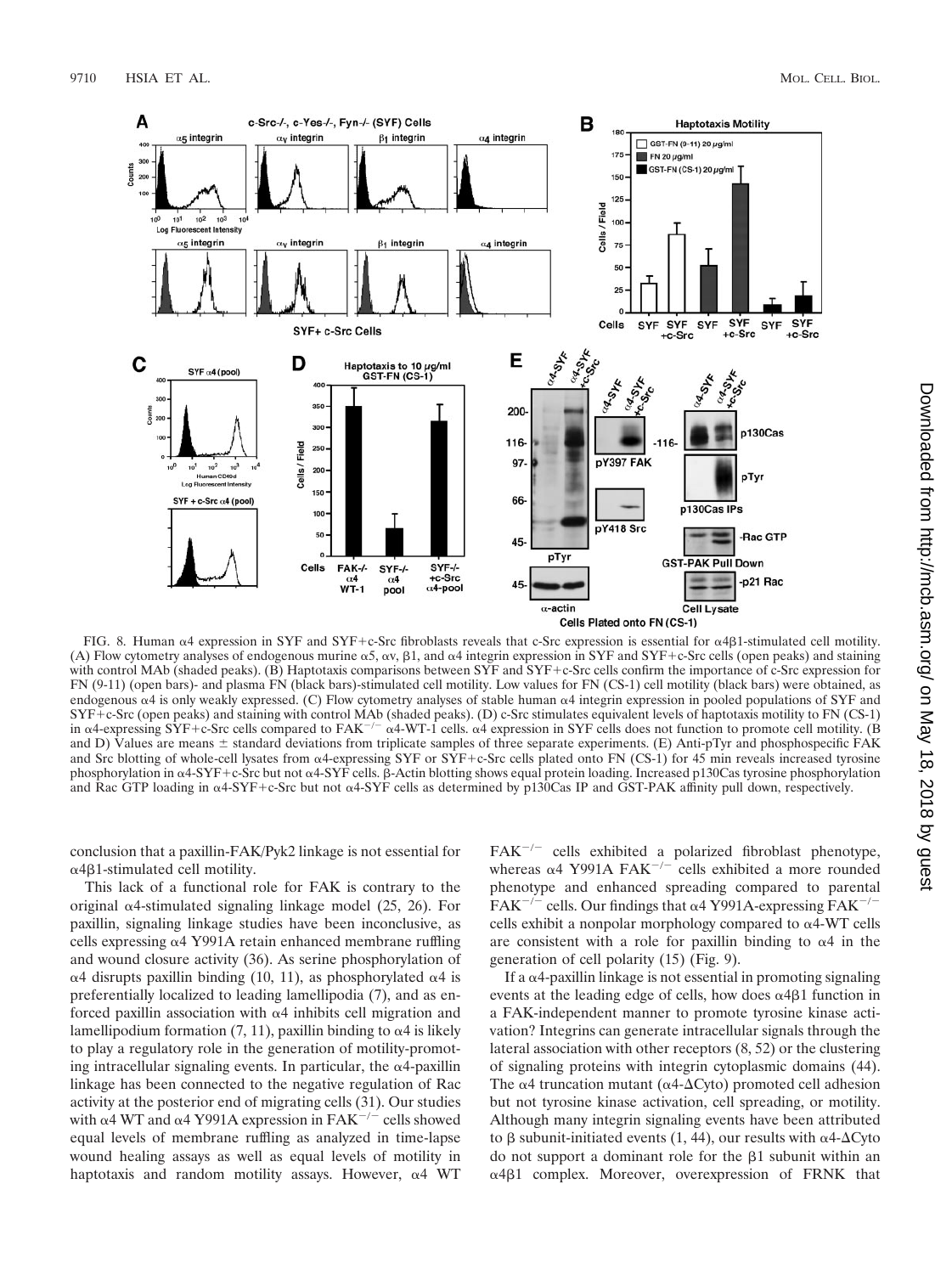FIG. 8. Human α4 expression in SYF and SYF+c-Src fibroblasts reveals that c-Src expression is essential for α4β1-stimulated cell motility. (A) Flow cytometry analyses of endogenous murine α5, αv, β1, and α4 integrin expression in SYF and SYF+c-Src cells (open peaks) and staining with control MAb (shaded peaks). (B) Haptotaxis comparisons between SYF and SYF+c-Src cells confirm the importance of c-Src expression for FN (9-11) (open bars)- and plasma FN (black bars)-stimulated cell motility. Low values for FN (CS-1) cell motility (black bars) were obtained, as endogenous α4 is only weakly expressed. (C) Flow cytometry analyses of stable human α4 integrin expression in pooled populations of SYF and SYF+c-Src (open peaks) and staining with control MAb (shaded peaks). (D) c-Src stimulates equivalent levels of haptotaxis motility to FN (CS-1) in α4-expressing SYF+c-Src cells compared to $FAK^{-/-}$ α4-WT-1 cells. α4 expression in SYF cells does not function to promote cell motility. (B and D) Values are means ± standard deviations from triplicate samples of three separate experiments. (E) Anti-pTyr and phosphospecific FAK and Src blotting of whole-cell lysates from α4-expressing SYF or SYF+c-Src cells plated onto FN (CS-1) for 45 min reveals increased tyrosine phosphorylation in α4-SYF+c-Src but not α4-SYF cells. β-Actin blotting shows equal protein loading. Increased p130Cas tyrosine phosphorylation and Rac GTP loading in α4-SYF+c-Src but not α4-SYF cells as determined by p130Cas IP and GST-PAK affinity pull down, respectively.

conclusion that a paxillin-FAK/Pyk2 linkage is not essential for α4β1-stimulated cell motility.

This lack of a functional role for FAK is contrary to the original α4-stimulated signaling linkage model (25, 26). For paxillin, signaling linkage studies have been inconclusive, as cells expressing α4 Y991A retain enhanced membrane ruffling and wound closure activity (36). As serine phosphorylation of α4 disrupts paxillin binding (10, 11), as phosphorylated α4 is preferentially localized to leading lamellipodia (7), and as enforced paxillin association with α4 inhibits cell migration and lamellipodium formation (7, 11), paxillin binding to α4 is likely to play a regulatory role in the generation of motility-promoting intracellular signaling events. In particular, the α4-paxillin linkage has been connected to the negative regulation of Rac activity at the posterior end of migrating cells (31). Our studies with α4 WT and α4 Y991A expression in $FAK^{-/-}$ cells showed equal levels of membrane ruffling as analyzed in time-lapse wound healing assays as well as equal levels of motility in haptotaxis and random motility assays. However, α4 WT $FAK^{-/-}$ cells exhibited a polarized fibroblast phenotype, whereas α4 Y991A $FAK^{-/-}$ cells exhibited a more rounded phenotype and enhanced spreading compared to parental $FAK^{-/-}$ cells. Our findings that α4 Y991A-expressing $FAK^{-/-}$ cells exhibit a nonpolar morphology compared to α4-WT cells are consistent with a role for paxillin binding to α4 in the generation of cell polarity (15) (Fig. 9).

If a α4-paxillin linkage is not essential in promoting signaling events at the leading edge of cells, how does α4β1 function in a FAK-independent manner to promote tyrosine kinase activation? Integrins can generate intracellular signals through the lateral association with other receptors (8, 52) or the clustering of signaling proteins with integrin cytoplasmic domains (44). The α4 truncation mutant (α4-ΔCyto) promoted cell adhesion but not tyrosine kinase activation, cell spreading, or motility. Although many integrin signaling events have been attributed to β subunit-initiated events (1, 44), our results with α4-ΔCyto do not support a dominant role for the β1 subunit within an α4β1 complex. Moreover, overexpression of FRNK that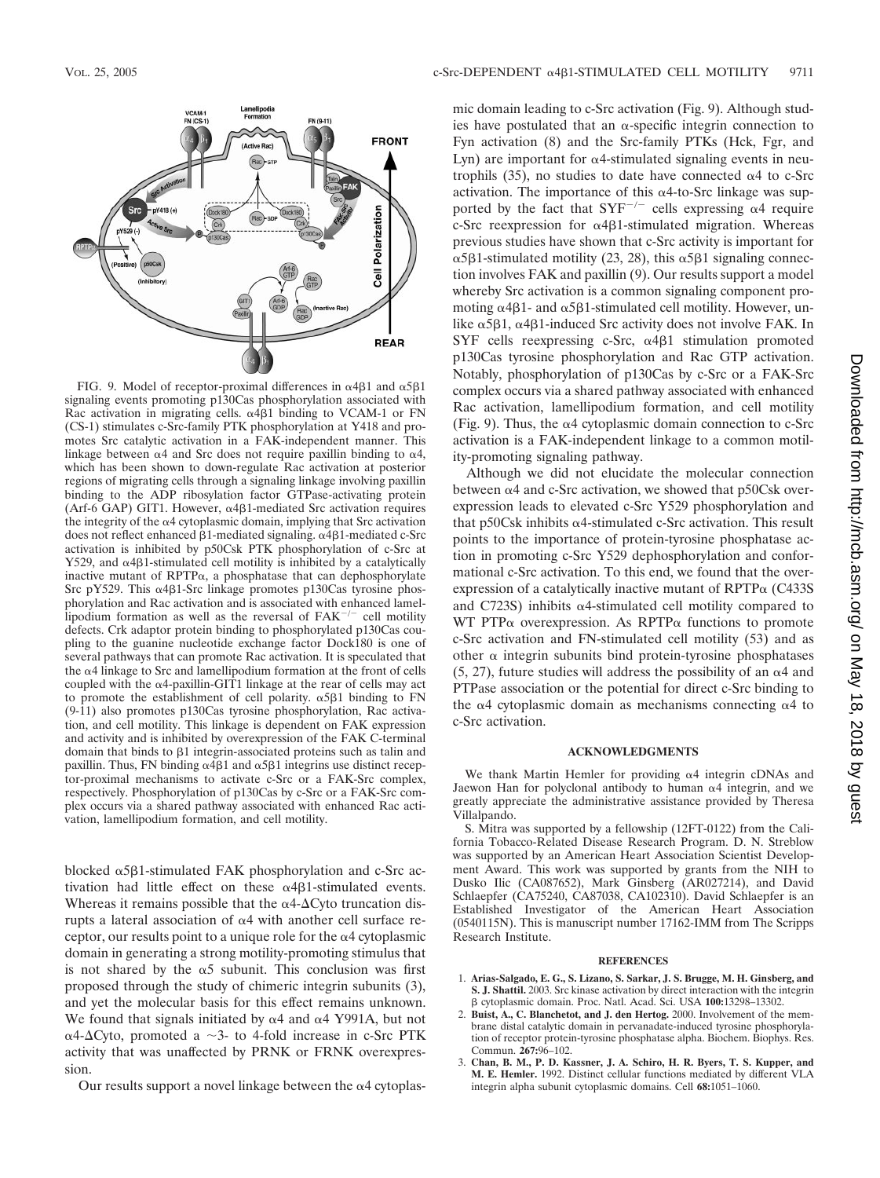FIG. 9. Model of receptor-proximal differences in α4β1 and α5β1 signaling events promoting p130Cas phosphorylation associated with Rac activation in migrating cells. α4β1 binding to VCAM-1 or FN (CS-1) stimulates c-Src-family PTK phosphorylation at Y418 and promotes Src catalytic activation in a FAK-independent manner. This linkage between α4 and Src does not require paxillin binding to α4, which has been shown to down-regulate Rac activation at posterior regions of migrating cells through a signaling linkage involving paxillin binding to the ADP ribosylation factor GTPase-activating protein (Arf-6 GAP) GIT1. However, α4β1-mediated Src activation requires the integrity of the α4 cytoplasmic domain, implying that Src activation does not reflect enhanced β1-mediated signaling. α4β1-mediated c-Src activation is inhibited by p50Csk PTK phosphorylation of c-Src at Y529, and α4β1-stimulated cell motility is inhibited by a catalytically inactive mutant of RPTPα, a phosphatase that can dephosphorylate Src pY529. This α4β1-Src linkage promotes p130Cas tyrosine phosphorylation and Rac activation and is associated with enhanced lamellipodium formation as well as the reversal of FAK$^{-/-}$ cell motility defects. Crk adaptor protein binding to phosphorylated p130Cas coupling to the guanine nucleotide exchange factor Dock180 is one of several pathways that can promote Rac activation. It is speculated that the α4 linkage to Src and lamellipodium formation at the front of cells coupled with the α4-paxillin-GIT1 linkage at the rear of cells may act to promote the establishment of cell polarity. α5β1 binding to FN (9-11) also promotes p130Cas tyrosine phosphorylation, Rac activation, and cell motility. This linkage is dependent on FAK expression and activity and is inhibited by overexpression of the FAK C-terminal domain that binds to β1 integrin-associated proteins such as talin and paxillin. Thus, FN binding α4β1 and α5β1 integrins use distinct receptor-proximal mechanisms to activate c-Src or a FAK-Src complex, respectively. Phosphorylation of p130Cas by c-Src or a FAK-Src complex occurs via a shared pathway associated with enhanced Rac activation, lamellipodium formation, and cell motility.

blocked α5β1-stimulated FAK phosphorylation and c-Src activation had little effect on these α4β1-stimulated events. Whereas it remains possible that the α4-ΔCyto truncation disrupts a lateral association of α4 with another cell surface receptor, our results point to a unique role for the α4 cytoplasmic domain in generating a strong motility-promoting stimulus that is not shared by the α5 subunit. This conclusion was first proposed through the study of chimeric integrin subunits (3), and yet the molecular basis for this effect remains unknown. We found that signals initiated by α4 and α4 Y991A, but not α4-ΔCyto, promoted a ~3- to 4-fold increase in c-Src PTK activity that was unaffected by PRNK or FRNK overexpression.

Our results support a novel linkage between the α4 cytoplasmic domain leading to c-Src activation (Fig. 9). Although studies have postulated that an α-specific integrin connection to Fyn activation (8) and the Src-family PTKs (Hck, Fgr, and Lyn) are important for α4-stimulated signaling events in neutrophils (35), no studies to date have connected α4 to c-Src activation. The importance of this α4-to-Src linkage was supported by the fact that SYF$^{-/-}$ cells expressing α4 require c-Src reexpression for α4β1-stimulated migration. Whereas previous studies have shown that c-Src activity is important for α5β1-stimulated motility (23, 28), this α5β1 signaling connection involves FAK and paxillin (9). Our results support a model whereby Src activation is a common signaling component promoting α4β1- and α5β1-stimulated cell motility. However, unlike α5β1, α4β1-induced Src activity does not involve FAK. In SYF cells reexpressing c-Src, α4β1 stimulation promoted p130Cas tyrosine phosphorylation and Rac GTP activation. Notably, phosphorylation of p130Cas by c-Src or a FAK-Src complex occurs via a shared pathway associated with enhanced Rac activation, lamellipodium formation, and cell motility (Fig. 9). Thus, the α4 cytoplasmic domain connection to c-Src activation is a FAK-independent linkage to a common motility-promoting signaling pathway.

Although we did not elucidate the molecular connection between α4 and c-Src activation, we showed that p50Csk overexpression leads to elevated c-Src Y529 phosphorylation and that p50Csk inhibits α4-stimulated c-Src activation. This result points to the importance of protein-tyrosine phosphatase action in promoting c-Src Y529 dephosphorylation and conformational c-Src activation. To this end, we found that the overexpression of a catalytically inactive mutant of RPTPα (C433S and C723S) inhibits α4-stimulated cell motility compared to WT PTPα overexpression. As RPTPα functions to promote c-Src activation and FN-stimulated cell motility (53) and as other α integrin subunits bind protein-tyrosine phosphatases (5, 27), future studies will address the possibility of an α4 and PTPase association or the potential for direct c-Src binding to the α4 cytoplasmic domain as mechanisms connecting α4 to c-Src activation.

## ACKNOWLEDGMENTS

We thank Martin Hemler for providing α4 integrin cDNAs and Jaewon Han for polyclonal antibody to human α4 integrin, and we greatly appreciate the administrative assistance provided by Theresa Villalpando.

S. Mitra was supported by a fellowship (12FT-0122) from the California Tobacco-Related Disease Research Program. D. N. Streblow was supported by an American Heart Association Scientist Development Award. This work was supported by grants from the NIH to Dusko Ilic (CA087652), Mark Ginsberg (AR027214), and David Schlaepfer (CA75240, CA87038, CA102310). David Schlaepfer is an Established Investigator of the American Heart Association (0540115N). This is manuscript number 17162-IMM from The Scripps Research Institute.

## REFERENCES

1. **Arias-Salgado, E. G., S. Lizano, S. Sarkar, J. S. Brugge, M. H. Ginsberg, and S. J. Shattil.** 2003. Src kinase activation by direct interaction with the integrin β cytoplasmic domain. Proc. Natl. Acad. Sci. USA **100:**13298–13302.
2. **Buist, A., C. Blanchetot, and J. den Hertog.** 2000. Involvement of the membrane distal catalytic domain in pervanadate-induced tyrosine phosphorylation of receptor protein-tyrosine phosphatase alpha. Biochem. Biophys. Res. Commun. **267:**96–102.
3. **Chan, B. M., P. D. Kassner, J. A. Schiro, H. R. Byers, T. S. Kupper, and M. E. Hemler.** 1992. Distinct cellular functions mediated by different VLA integrin alpha subunit cytoplasmic domains. Cell **68:**1051–1060.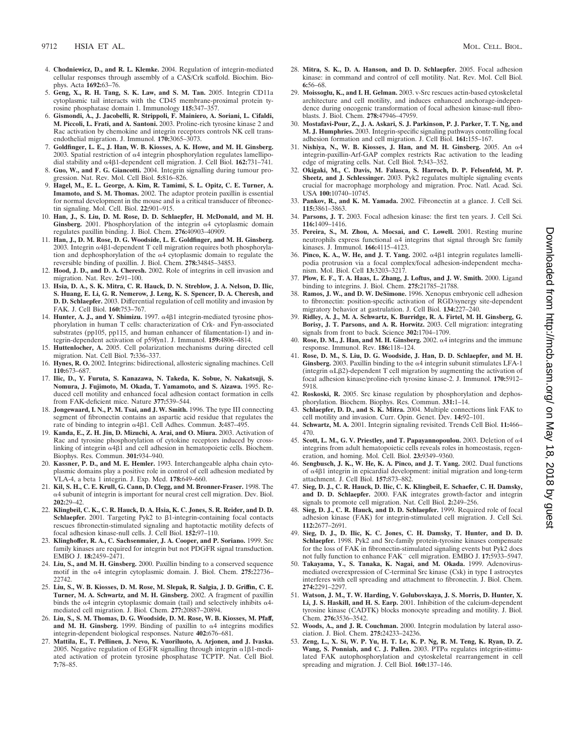4. **Chodniewicz, D., and R. L. Klemke.** 2004. Regulation of integrin-mediated cellular responses through assembly of a CAS/Crk scaffold. Biochim. Biophys. Acta **1692:**63–76.
5. **Geng, X., R. H. Tang, S. K. Law, and S. M. Tan.** 2005. Integrin CD11a cytoplasmic tail interacts with the CD45 membrane-proximal protein tyrosine phosphatase domain 1. Immunology **115:**347–357.
6. **Gismondi, A., J. Jacobelli, R. Strippoli, F. Mainiero, A. Soriani, L. Cifaldi, M. Piccoli, L. Frati, and A. Santoni.** 2003. Proline-rich tyrosine kinase 2 and Rac activation by chemokine and integrin receptors controls NK cell transendothelial migration. J. Immunol. **170:**3065–3073.
7. **Goldfinger, L. E., J. Han, W. B. Kiosses, A. K. Howe, and M. H. Ginsberg.** 2003. Spatial restriction of α4 integrin phosphorylation regulates lamellipodial stability and α4β1-dependent cell migration. J. Cell Biol. **162:**731–741.
8. **Guo, W., and F. G. Giancotti.** 2004. Integrin signalling during tumour progression. Nat. Rev. Mol. Cell Biol. **5:**816–826.
9. **Hagel, M., E. L. George, A. Kim, R. Tamimi, S. L. Opitz, C. E. Turner, A. Imamoto, and S. M. Thomas.** 2002. The adaptor protein paxillin is essential for normal development in the mouse and is a critical transducer of fibronectin signaling. Mol. Cell. Biol. **22:**901–915.
10. **Han, J., S. Liu, D. M. Rose, D. D. Schlaepfer, H. McDonald, and M. H. Ginsberg.** 2001. Phosphorylation of the integrin α4 cytoplasmic domain regulates paxillin binding. J. Biol. Chem. **276:**40903–40909.
11. **Han, J., D. M. Rose, D. G. Woodside, L. E. Goldfinger, and M. H. Ginsberg.** 2003. Integrin α4β1-dependent T cell migration requires both phosphorylation and dephosphorylation of the α4 cytoplasmic domain to regulate the reversible binding of paxillin. J. Biol. Chem. **278:**34845–34853.
12. **Hood, J. D., and D. A. Cheresh.** 2002. Role of integrins in cell invasion and migration. Nat. Rev. **2:**91–100.
13. **Hsia, D. A., S. K. Mitra, C. R. Hauck, D. N. Streblow, J. A. Nelson, D. Ilic, S. Huang, E. Li, G. R. Nemerow, J. Leng, K. S. Spencer, D. A. Cheresh, and D. D. Schlaepfer.** 2003. Differential regulation of cell motility and invasion by FAK. J. Cell Biol. **160:**753–767.
14. **Hunter, A. J., and Y. Shimizu.** 1997. α4β1 integrin-mediated tyrosine phosphorylation in human T cells: characterization of Crk- and Fyn-associated substrates (pp105, pp115, and human enhancer of filamentation-1) and integrin-dependent activation of p59fyn1. J. Immunol. **159:**4806–4814.
15. **Huttenlocher, A.** 2005. Cell polarization mechanisms during directed cell migration. Nat. Cell Biol. **7:**336–337.
16. **Hynes, R. O.** 2002. Integrins: bidirectional, allosteric signaling machines. Cell **110:**673–687.
17. **Ilic, D., Y. Furuta, S. Kanazawa, N. Takeda, K. Sobue, N. Nakatsuji, S. Nomura, J. Fujimoto, M. Okada, T. Yamamoto, and S. Aizawa.** 1995. Reduced cell motility and enhanced focal adhesion contact formation in cells from FAK-deficient mice. Nature **377:**539–544.
18. **Jongewaard, I. N., P. M. Tsai, and J. W. Smith.** 1996. The type III connecting segment of fibronectin contains an aspartic acid residue that regulates the rate of binding to integrin α4β1. Cell Adhes. Commun. **3:**487–495.
19. **Kanda, E., Z. H. Jin, D. Mizuchi, A. Arai, and O. Miura.** 2003. Activation of Rac and tyrosine phosphorylation of cytokine receptors induced by cross-linking of integrin α4β1 and cell adhesion in hematopoietic cells. Biochem. Biophys. Res. Commun. **301:**934–940.
20. **Kassner, P. D., and M. E. Hemler.** 1993. Interchangeable alpha chain cytoplasmic domains play a positive role in control of cell adhesion mediated by VLA-4, a beta 1 integrin. J. Exp. Med. **178:**649–660.
21. **Kil, S. H., C. E. Krull, G. Cann, D. Clegg, and M. Bronner-Fraser.** 1998. The α4 subunit of integrin is important for neural crest cell migration. Dev. Biol. **202:**29–42.
22. **Klingbeil, C. K., C. R. Hauck, D. A. Hsia, K. C. Jones, S. R. Reider, and D. D. Schlaepfer.** 2001. Targeting Pyk2 to β1-integrin-containing focal contacts rescues fibronectin-stimulated signaling and haptotactic motility defects of focal adhesion kinase-null cells. J. Cell Biol. **152:**97–110.
23. **Klinghoffer, R. A., C. Sachsenmaier, J. A. Cooper, and P. Soriano.** 1999. Src family kinases are required for integrin but not PDGFR signal transduction. EMBO J. **18:**2459–2471.
24. **Liu, S., and M. H. Ginsberg.** 2000. Paxillin binding to a conserved sequence motif in the α4 integrin cytoplasmic domain. J. Biol. Chem. **275:**22736–22742.
25. **Liu, S., W. B. Kiosses, D. M. Rose, M. Slepak, R. Salgia, J. D. Griffin, C. E. Turner, M. A. Schwartz, and M. H. Ginsberg.** 2002. A fragment of paxillin binds the α4 integrin cytoplasmic domain (tail) and selectively inhibits α4-mediated cell migration. J. Biol. Chem. **277:**20887–20894.
26. **Liu, S., S. M. Thomas, D. G. Woodside, D. M. Rose, W. B. Kiosses, M. Pfaff, and M. H. Ginsberg.** 1999. Binding of paxillin to α4 integrins modifies integrin-dependent biological responses. Nature **402:**676–681.
27. **Mattila, E., T. Pellinen, J. Nevo, K. Vuoriluoto, A. Arjonen, and J. Ivaska.** 2005. Negative regulation of EGFR signalling through integrin α1β1-mediated activation of protein tyrosine phosphatase TCPTP. Nat. Cell Biol. **7:**78–85.
28. **Mitra, S. K., D. A. Hanson, and D. D. Schlaepfer.** 2005. Focal adhesion kinase: in command and control of cell motility. Nat. Rev. Mol. Cell Biol. **6:**56–68.
29. **Moissoglu, K., and I. H. Gelman.** 2003. v-Src rescues actin-based cytoskeletal architecture and cell motility, and induces enhanced anchorage-independence during oncogenic transformation of focal adhesion kinase-null fibroblasts. J. Biol. Chem. **278:**47946–47959.
30. **Mostafavi-Pour, Z., J. A. Askari, S. J. Parkinson, P. J. Parker, T. T. Ng, and M. J. Humphries.** 2003. Integrin-specific signaling pathways controlling focal adhesion formation and cell migration. J. Cell Biol. **161:**155–167.
31. **Nishiya, N., W. B. Kiosses, J. Han, and M. H. Ginsberg.** 2005. An α4 integrin-paxillin-Arf-GAP complex restricts Rac activation to the leading edge of migrating cells. Nat. Cell Biol. **7:**343–352.
32. **Okigaki, M., C. Davis, M. Falasca, S. Harroch, D. P. Felsenfeld, M. P. Sheetz, and J. Schlessinger.** 2003. Pyk2 regulates multiple signaling events crucial for macrophage morphology and migration. Proc. Natl. Acad. Sci. USA **100:**10740–10745.
33. **Pankov, R., and K. M. Yamada.** 2002. Fibronectin at a glance. J. Cell Sci. **115:**3861–3863.
34. **Parsons, J. T.** 2003. Focal adhesion kinase: the first ten years. J. Cell Sci. **116:**1409–1416.
35. **Pereira, S., M. Zhou, A. Mocsai, and C. Lowell.** 2001. Resting murine neutrophils express functional α4 integrins that signal through Src family kinases. J. Immunol. **166:**4115–4123.
36. **Pinco, K. A., W. He, and J. T. Yang.** 2002. α4β1 integrin regulates lamellipodia protrusion via a focal complex/focal adhesion-independent mechanism. Mol. Biol. Cell **13:**3203–3217.
37. **Plow, E. F., T. A. Haas, L. Zhang, J. Loftus, and J. W. Smith.** 2000. Ligand binding to integrins. J. Biol. Chem. **275:**21785–21788.
38. **Ramos, J. W., and D. W. DeSimone.** 1996. Xenopus embryonic cell adhesion to fibronectin: position-specific activation of RGD/synergy site-dependent migratory behavior at gastrulation. J. Cell Biol. **134:**227–240.
39. **Ridley, A. J., M. A. Schwartz, K. Burridge, R. A. Firtel, M. H. Ginsberg, G. Borisy, J. T. Parsons, and A. R. Horwitz.** 2003. Cell migration: integrating signals from front to back. Science **302:**1704–1709.
40. **Rose, D. M., J. Han, and M. H. Ginsberg.** 2002. α4 integrins and the immune response. Immunol. Rev. **186:**118–124.
41. **Rose, D. M., S. Liu, D. G. Woodside, J. Han, D. D. Schlaepfer, and M. H. Ginsberg.** 2003. Paxillin binding to the α4 integrin subunit stimulates LFA-1 (integrin αLβ2)-dependent T cell migration by augmenting the activation of focal adhesion kinase/proline-rich tyrosine kinase-2. J. Immunol. **170:**5912–5918.
42. **Roskoski, R.** 2005. Src kinase regulation by phosphorylation and dephosphorylation. Biochem. Biophys. Res. Commun. **331:**1–14.
43. **Schlaepfer, D. D., and S. K. Mitra.** 2004. Multiple connections link FAK to cell motility and invasion. Curr. Opin. Genet. Dev. **14:**92–101.
44. **Schwartz, M. A.** 2001. Integrin signaling revisited. Trends Cell Biol. **11:**466–470.
45. **Scott, L. M., G. V. Priestley, and T. Papayannopoulou.** 2003. Deletion of α4 integrins from adult hematopoietic cells reveals roles in homeostasis, regeneration, and homing. Mol. Cell. Biol. **23:**9349–9360.
46. **Sengbusch, J. K., W. He, K. A. Pinco, and J. T. Yang.** 2002. Dual functions of α4β1 integrin in epicardial development: initial migration and long-term attachment. J. Cell Biol. **157:**873–882.
47. **Sieg, D. J., C. R. Hauck, D. Ilic, C. K. Klingbeil, E. Schaefer, C. H. Damsky, and D. D. Schlaepfer.** 2000. FAK integrates growth-factor and integrin signals to promote cell migration. Nat. Cell Biol. **2:**249–256.
48. **Sieg, D. J., C. R. Hauck, and D. D. Schlaepfer.** 1999. Required role of focal adhesion kinase (FAK) for integrin-stimulated cell migration. J. Cell Sci. **112:**2677–2691.
49. **Sieg, D. J., D. Ilic, K. C. Jones, C. H. Damsky, T. Hunter, and D. D. Schlaepfer.** 1998. Pyk2 and Src-family protein-tyrosine kinases compensate for the loss of FAK in fibronectin-stimulated signaling events but Pyk2 does not fully function to enhance FAK⁻ cell migration. EMBO J. **17:**5933–5947.
50. **Takayama, Y., S. Tanaka, K. Nagai, and M. Okada.** 1999. Adenovirus-mediated overexpression of C-terminal Src kinase (Csk) in type I astrocytes interferes with cell spreading and attachment to fibronectin. J. Biol. Chem. **274:**2291–2297.
51. **Watson, J. M., T. W. Harding, V. Golubovskaya, J. S. Morris, D. Hunter, X. Li, J. S. Haskill, and H. S. Earp.** 2001. Inhibition of the calcium-dependent tyrosine kinase (CADTK) blocks monocyte spreading and motility. J. Biol. Chem. **276:**3536–3542.
52. **Woods, A., and J. R. Couchman.** 2000. Integrin modulation by lateral association. J. Biol. Chem. **275:**24233–24236.
53. **Zeng, L., X. Si, W. P. Yu, H. T. Le, K. P. Ng, R. M. Teng, K. Ryan, D. Z. Wang, S. Ponniah, and C. J. Pallen.** 2003. PTPα regulates integrin-stimulated FAK autophosphorylation and cytoskeletal rearrangement in cell spreading and migration. J. Cell Biol. **160:**137–146.